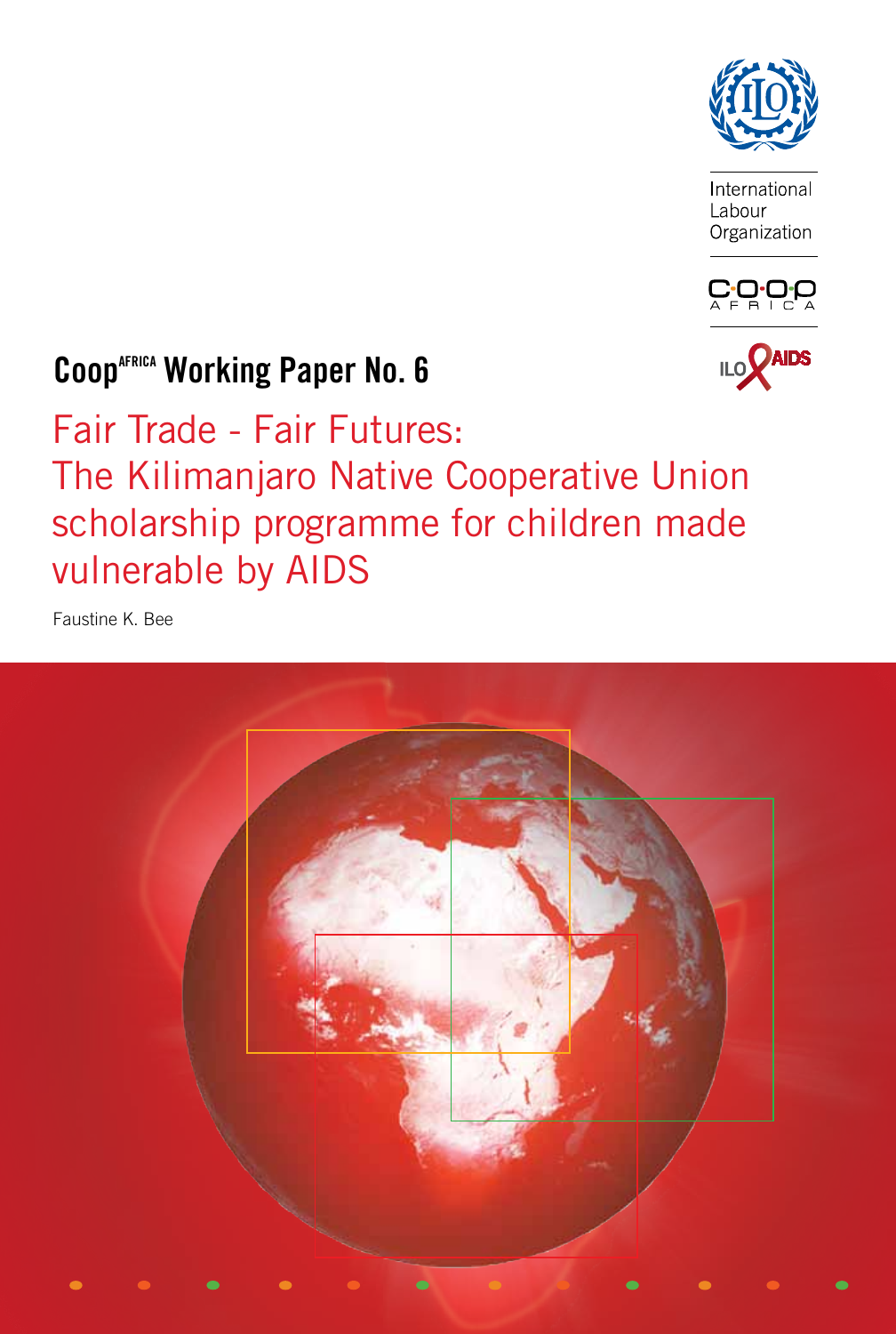International Labour Organization

Coop[AFRICA] Working Paper No. 6

# Fair Trade - Fair Futures: The Kilimanjaro Native Cooperative Union scholarship programme for children made vulnerable by AIDS

Faustine K. Bee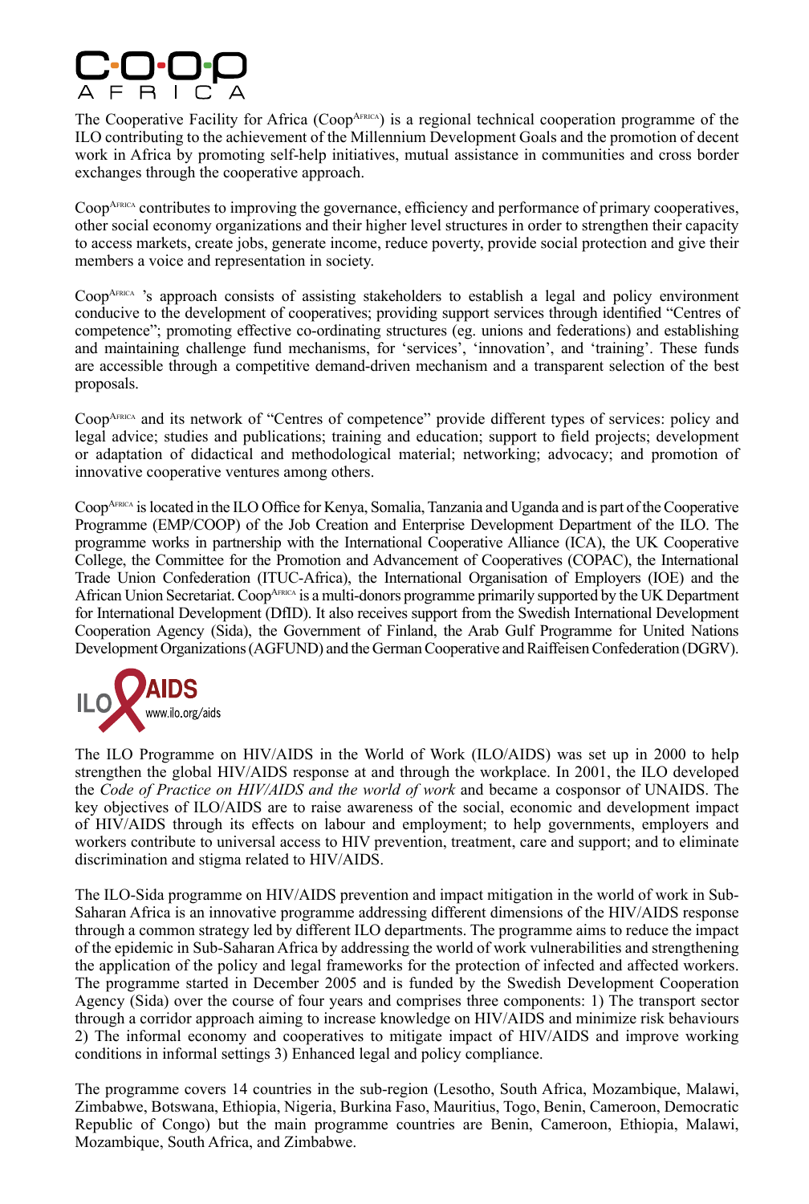COOP AFRICA

The Cooperative Facility for Africa (CoopAFRICA) is a regional technical cooperation programme of the ILO contributing to the achievement of the Millennium Development Goals and the promotion of decent work in Africa by promoting self-help initiatives, mutual assistance in communities and cross border exchanges through the cooperative approach.

CoopAFRICA contributes to improving the governance, efficiency and performance of primary cooperatives, other social economy organizations and their higher level structures in order to strengthen their capacity to access markets, create jobs, generate income, reduce poverty, provide social protection and give their members a voice and representation in society.

CoopAFRICA 's approach consists of assisting stakeholders to establish a legal and policy environment conducive to the development of cooperatives; providing support services through identified "Centres of competence"; promoting effective co-ordinating structures (eg. unions and federations) and establishing and maintaining challenge fund mechanisms, for 'services', 'innovation', and 'training'. These funds are accessible through a competitive demand-driven mechanism and a transparent selection of the best proposals.

CoopAFRICA and its network of "Centres of competence" provide different types of services: policy and legal advice; studies and publications; training and education; support to field projects; development or adaptation of didactical and methodological material; networking; advocacy; and promotion of innovative cooperative ventures among others.

CoopAFRICA is located in the ILO Office for Kenya, Somalia, Tanzania and Uganda and is part of the Cooperative Programme (EMP/COOP) of the Job Creation and Enterprise Development Department of the ILO. The programme works in partnership with the International Cooperative Alliance (ICA), the UK Cooperative College, the Committee for the Promotion and Advancement of Cooperatives (COPAC), the International Trade Union Confederation (ITUC-Africa), the International Organisation of Employers (IOE) and the African Union Secretariat. CoopAFRICA is a multi-donors programme primarily supported by the UK Department for International Development (DfID). It also receives support from the Swedish International Development Cooperation Agency (Sida), the Government of Finland, the Arab Gulf Programme for United Nations Development Organizations (AGFUND) and the German Cooperative and Raiffeisen Confederation (DGRV).

ILO AIDS
www.ilo.org/aids

The ILO Programme on HIV/AIDS in the World of Work (ILO/AIDS) was set up in 2000 to help strengthen the global HIV/AIDS response at and through the workplace. In 2001, the ILO developed the *Code of Practice on HIV/AIDS and the world of work* and became a cosponsor of UNAIDS. The key objectives of ILO/AIDS are to raise awareness of the social, economic and development impact of HIV/AIDS through its effects on labour and employment; to help governments, employers and workers contribute to universal access to HIV prevention, treatment, care and support; and to eliminate discrimination and stigma related to HIV/AIDS.

The ILO-Sida programme on HIV/AIDS prevention and impact mitigation in the world of work in Sub-Saharan Africa is an innovative programme addressing different dimensions of the HIV/AIDS response through a common strategy led by different ILO departments. The programme aims to reduce the impact of the epidemic in Sub-Saharan Africa by addressing the world of work vulnerabilities and strengthening the application of the policy and legal frameworks for the protection of infected and affected workers. The programme started in December 2005 and is funded by the Swedish Development Cooperation Agency (Sida) over the course of four years and comprises three components: 1) The transport sector through a corridor approach aiming to increase knowledge on HIV/AIDS and minimize risk behaviours 2) The informal economy and cooperatives to mitigate impact of HIV/AIDS and improve working conditions in informal settings 3) Enhanced legal and policy compliance.

The programme covers 14 countries in the sub-region (Lesotho, South Africa, Mozambique, Malawi, Zimbabwe, Botswana, Ethiopia, Nigeria, Burkina Faso, Mauritius, Togo, Benin, Cameroon, Democratic Republic of Congo) but the main programme countries are Benin, Cameroon, Ethiopia, Malawi, Mozambique, South Africa, and Zimbabwe.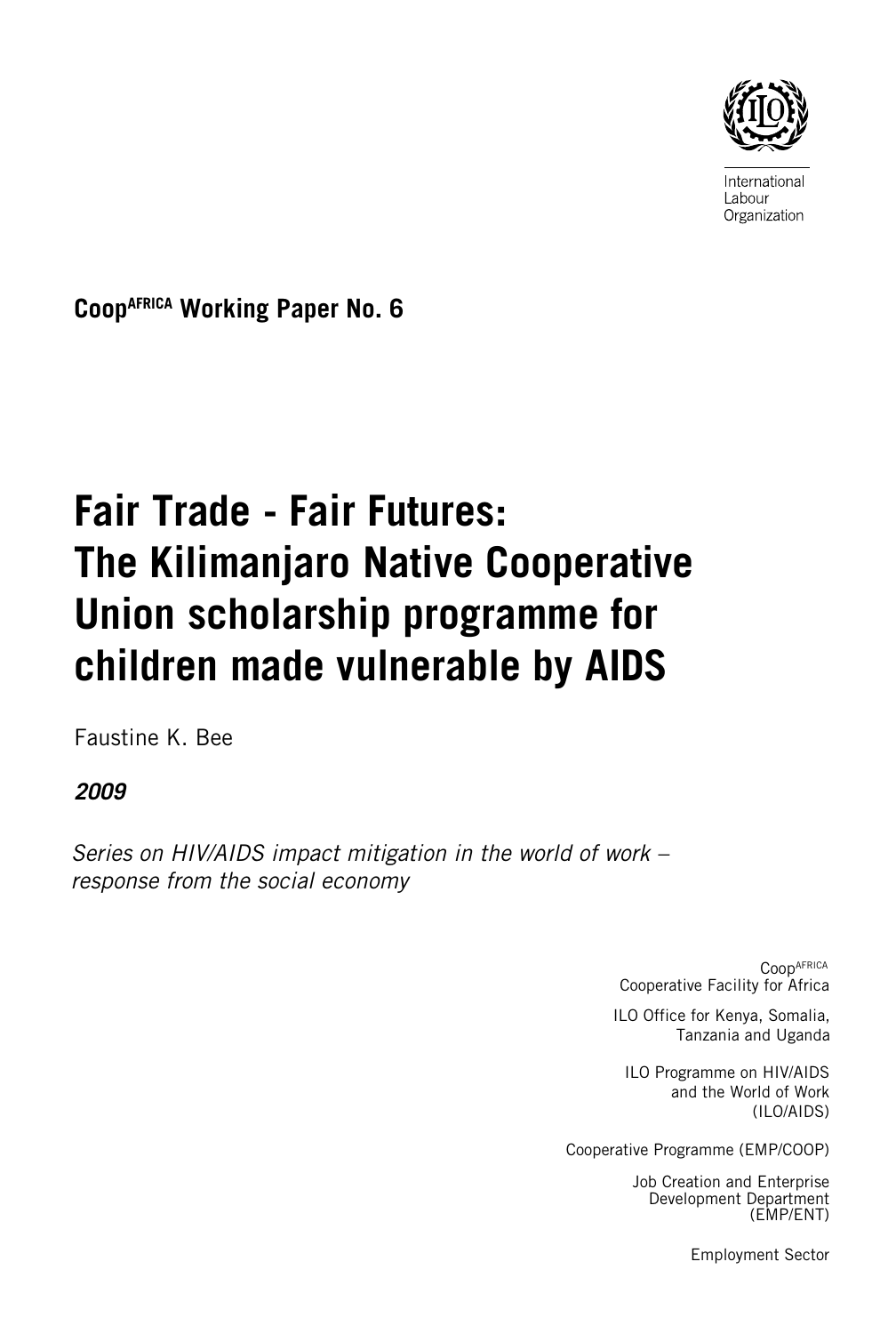International
Labour
Organization

**Coop[AFRICA] Working Paper No. 6**

# Fair Trade - Fair Futures: The Kilimanjaro Native Cooperative Union scholarship programme for children made vulnerable by AIDS

Faustine K. Bee

***2009***

*Series on HIV/AIDS impact mitigation in the world of work – response from the social economy*

Coop[AFRICA]
Cooperative Facility for Africa

ILO Office for Kenya, Somalia, Tanzania and Uganda

ILO Programme on HIV/AIDS and the World of Work (ILO/AIDS)

Cooperative Programme (EMP/COOP)

Job Creation and Enterprise Development Department (EMP/ENT)

Employment Sector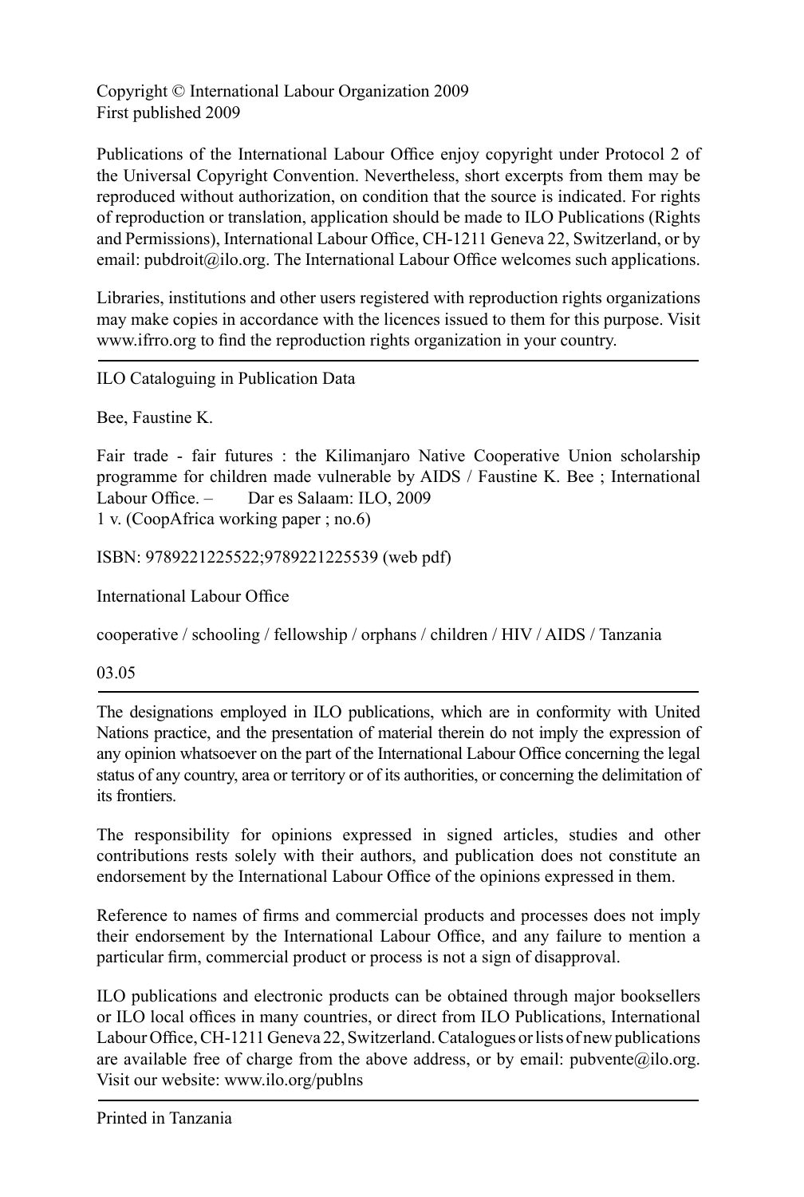Copyright © International Labour Organization 2009
First published 2009

Publications of the International Labour Office enjoy copyright under Protocol 2 of the Universal Copyright Convention. Nevertheless, short excerpts from them may be reproduced without authorization, on condition that the source is indicated. For rights of reproduction or translation, application should be made to ILO Publications (Rights and Permissions), International Labour Office, CH-1211 Geneva 22, Switzerland, or by email: pubdroit@ilo.org. The International Labour Office welcomes such applications.

Libraries, institutions and other users registered with reproduction rights organizations may make copies in accordance with the licences issued to them for this purpose. Visit www.ifrro.org to find the reproduction rights organization in your country.

---

ILO Cataloguing in Publication Data

Bee, Faustine K.

Fair trade - fair futures : the Kilimanjaro Native Cooperative Union scholarship programme for children made vulnerable by AIDS / Faustine K. Bee ; International Labour Office. – Dar es Salaam: ILO, 2009
1 v. (CoopAfrica working paper ; no.6)

ISBN: 9789221225522;9789221225539 (web pdf)

International Labour Office

cooperative / schooling / fellowship / orphans / children / HIV / AIDS / Tanzania

03.05

---

The designations employed in ILO publications, which are in conformity with United Nations practice, and the presentation of material therein do not imply the expression of any opinion whatsoever on the part of the International Labour Office concerning the legal status of any country, area or territory or of its authorities, or concerning the delimitation of its frontiers.

The responsibility for opinions expressed in signed articles, studies and other contributions rests solely with their authors, and publication does not constitute an endorsement by the International Labour Office of the opinions expressed in them.

Reference to names of firms and commercial products and processes does not imply their endorsement by the International Labour Office, and any failure to mention a particular firm, commercial product or process is not a sign of disapproval.

ILO publications and electronic products can be obtained through major booksellers or ILO local offices in many countries, or direct from ILO Publications, International Labour Office, CH-1211 Geneva 22, Switzerland. Catalogues or lists of new publications are available free of charge from the above address, or by email: pubvente@ilo.org. Visit our website: www.ilo.org/publns

---

Printed in Tanzania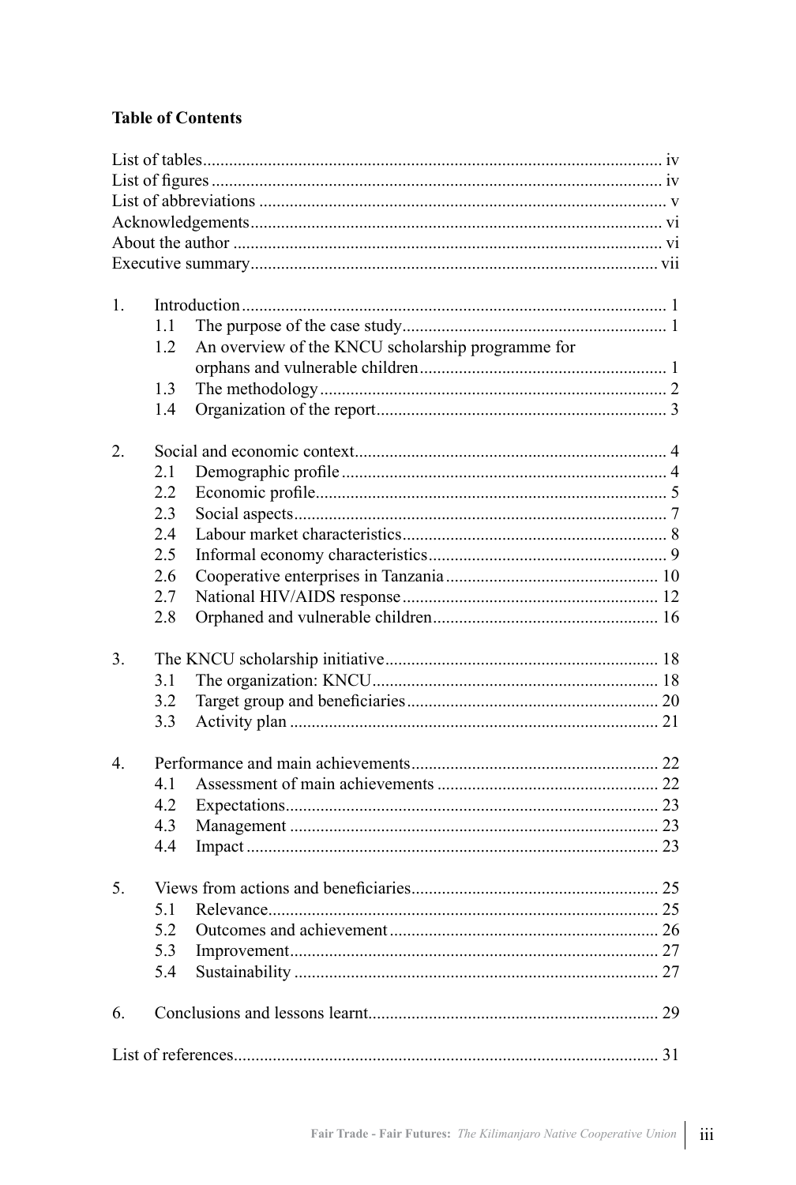## Table of Contents

List of tables ..... iv
List of figures ..... iv
List of abbreviations ..... v
Acknowledgements ..... vi
About the author ..... vi
Executive summary ..... vii

1. Introduction ..... 1
   - 1.1 The purpose of the case study ..... 1
   - 1.2 An overview of the KNCU scholarship programme for orphans and vulnerable children ..... 1
   - 1.3 The methodology ..... 2
   - 1.4 Organization of the report ..... 3

2. Social and economic context ..... 4
   - 2.1 Demographic profile ..... 4
   - 2.2 Economic profile ..... 5
   - 2.3 Social aspects ..... 7
   - 2.4 Labour market characteristics ..... 8
   - 2.5 Informal economy characteristics ..... 9
   - 2.6 Cooperative enterprises in Tanzania ..... 10
   - 2.7 National HIV/AIDS response ..... 12
   - 2.8 Orphaned and vulnerable children ..... 16

3. The KNCU scholarship initiative ..... 18
   - 3.1 The organization: KNCU ..... 18
   - 3.2 Target group and beneficiaries ..... 20
   - 3.3 Activity plan ..... 21

4. Performance and main achievements ..... 22
   - 4.1 Assessment of main achievements ..... 22
   - 4.2 Expectations ..... 23
   - 4.3 Management ..... 23
   - 4.4 Impact ..... 23

5. Views from actions and beneficiaries ..... 25
   - 5.1 Relevance ..... 25
   - 5.2 Outcomes and achievement ..... 26
   - 5.3 Improvement ..... 27
   - 5.4 Sustainability ..... 27

6. Conclusions and lessons learnt ..... 29

List of references ..... 31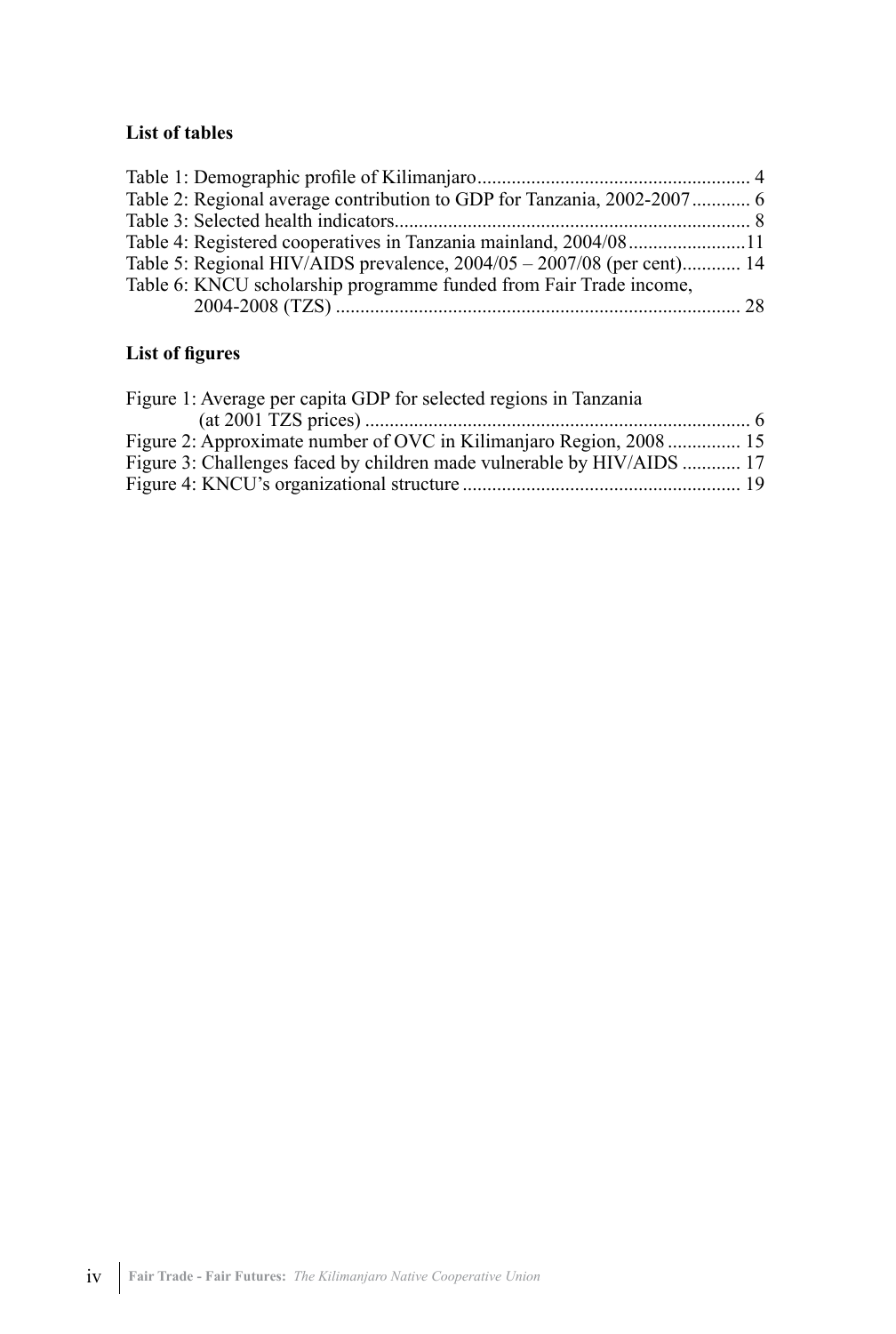**List of tables**

Table 1: Demographic profile of Kilimanjaro ........................................................ 4
Table 2: Regional average contribution to GDP for Tanzania, 2002-2007 ............ 6
Table 3: Selected health indicators ........................................................................ 8
Table 4: Registered cooperatives in Tanzania mainland, 2004/08 ........................ 11
Table 5: Regional HIV/AIDS prevalence, 2004/05 – 2007/08 (per cent) ............ 14
Table 6: KNCU scholarship programme funded from Fair Trade income, 2004-2008 (TZS) .................................................................................. 28

**List of figures**

Figure 1: Average per capita GDP for selected regions in Tanzania (at 2001 TZS prices) .............................................................................. 6
Figure 2: Approximate number of OVC in Kilimanjaro Region, 2008 ............... 15
Figure 3: Challenges faced by children made vulnerable by HIV/AIDS ............ 17
Figure 4: KNCU's organizational structure ......................................................... 19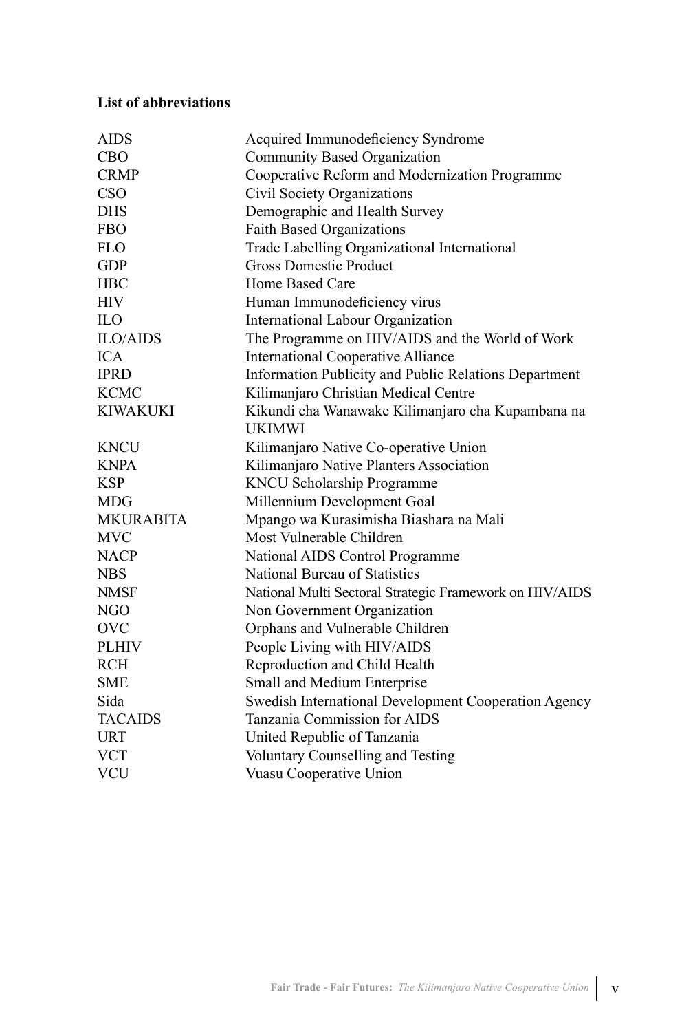**List of abbreviations**

| | |
|---|---|
| AIDS | Acquired Immunodeficiency Syndrome |
| CBO | Community Based Organization |
| CRMP | Cooperative Reform and Modernization Programme |
| CSO | Civil Society Organizations |
| DHS | Demographic and Health Survey |
| FBO | Faith Based Organizations |
| FLO | Trade Labelling Organizational International |
| GDP | Gross Domestic Product |
| HBC | Home Based Care |
| HIV | Human Immunodeficiency virus |
| ILO | International Labour Organization |
| ILO/AIDS | The Programme on HIV/AIDS and the World of Work |
| ICA | International Cooperative Alliance |
| IPRD | Information Publicity and Public Relations Department |
| KCMC | Kilimanjaro Christian Medical Centre |
| KIWAKUKI | Kikundi cha Wanawake Kilimanjaro cha Kupambana na UKIMWI |
| KNCU | Kilimanjaro Native Co-operative Union |
| KNPA | Kilimanjaro Native Planters Association |
| KSP | KNCU Scholarship Programme |
| MDG | Millennium Development Goal |
| MKURABITA | Mpango wa Kurasimisha Biashara na Mali |
| MVC | Most Vulnerable Children |
| NACP | National AIDS Control Programme |
| NBS | National Bureau of Statistics |
| NMSF | National Multi Sectoral Strategic Framework on HIV/AIDS |
| NGO | Non Government Organization |
| OVC | Orphans and Vulnerable Children |
| PLHIV | People Living with HIV/AIDS |
| RCH | Reproduction and Child Health |
| SME | Small and Medium Enterprise |
| Sida | Swedish International Development Cooperation Agency |
| TACAIDS | Tanzania Commission for AIDS |
| URT | United Republic of Tanzania |
| VCT | Voluntary Counselling and Testing |
| VCU | Vuasu Cooperative Union |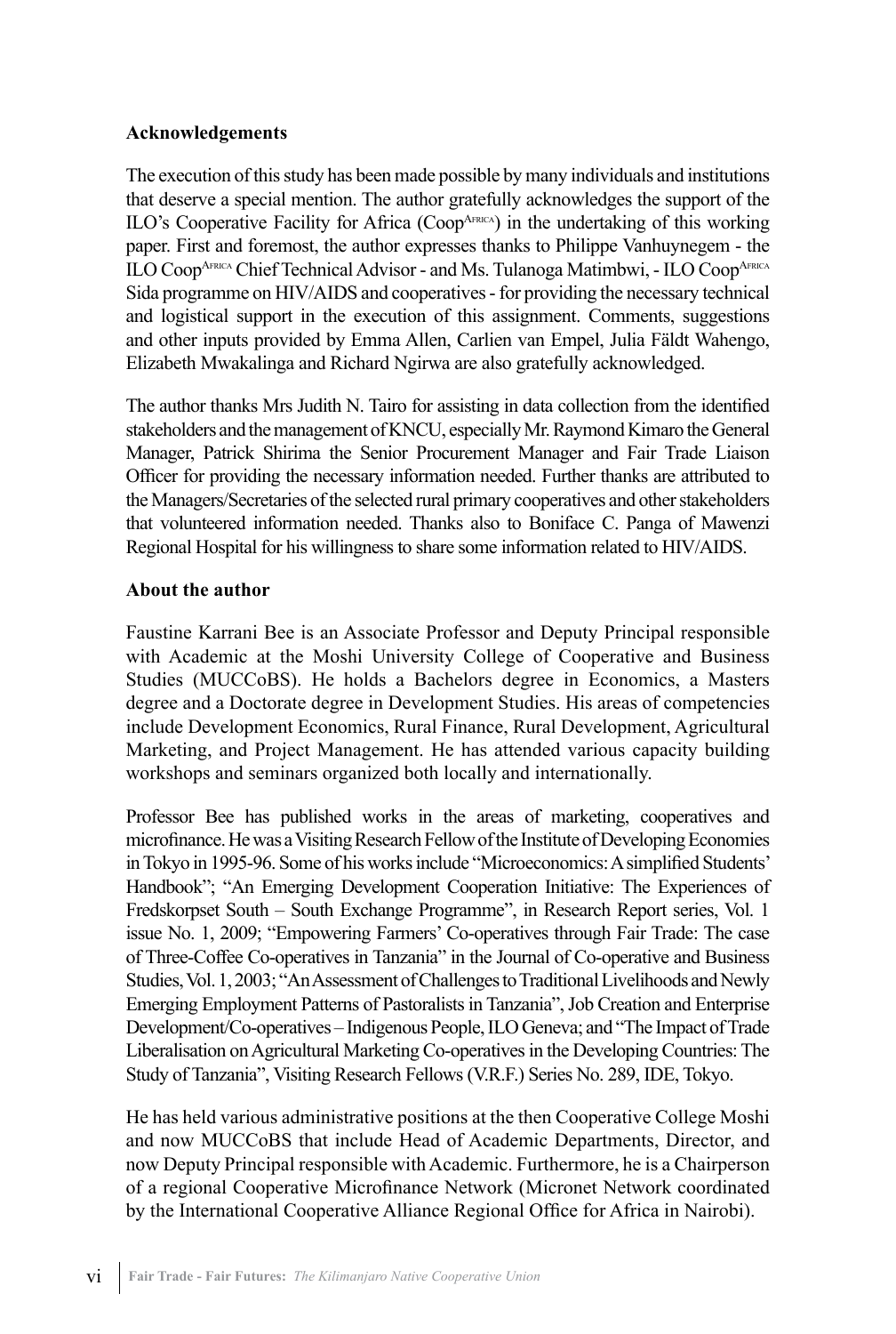### Acknowledgements

The execution of this study has been made possible by many individuals and institutions that deserve a special mention. The author gratefully acknowledges the support of the ILO's Cooperative Facility for Africa (Coop[Africa]) in the undertaking of this working paper. First and foremost, the author expresses thanks to Philippe Vanhuynegem - the ILO Coop[Africa] Chief Technical Advisor - and Ms. Tulanoga Matimbwi, - ILO Coop[Africa] Sida programme on HIV/AIDS and cooperatives - for providing the necessary technical and logistical support in the execution of this assignment. Comments, suggestions and other inputs provided by Emma Allen, Carlien van Empel, Julia Fäldt Wahengo, Elizabeth Mwakalinga and Richard Ngirwa are also gratefully acknowledged.

The author thanks Mrs Judith N. Tairo for assisting in data collection from the identified stakeholders and the management of KNCU, especially Mr. Raymond Kimaro the General Manager, Patrick Shirima the Senior Procurement Manager and Fair Trade Liaison Officer for providing the necessary information needed. Further thanks are attributed to the Managers/Secretaries of the selected rural primary cooperatives and other stakeholders that volunteered information needed. Thanks also to Boniface C. Panga of Mawenzi Regional Hospital for his willingness to share some information related to HIV/AIDS.

### About the author

Faustine Karrani Bee is an Associate Professor and Deputy Principal responsible with Academic at the Moshi University College of Cooperative and Business Studies (MUCCoBS). He holds a Bachelors degree in Economics, a Masters degree and a Doctorate degree in Development Studies. His areas of competencies include Development Economics, Rural Finance, Rural Development, Agricultural Marketing, and Project Management. He has attended various capacity building workshops and seminars organized both locally and internationally.

Professor Bee has published works in the areas of marketing, cooperatives and microfinance. He was a Visiting Research Fellow of the Institute of Developing Economies in Tokyo in 1995-96. Some of his works include "Microeconomics: A simplified Students' Handbook"; "An Emerging Development Cooperation Initiative: The Experiences of Fredskorpset South – South Exchange Programme", in Research Report series, Vol. 1 issue No. 1, 2009; "Empowering Farmers' Co-operatives through Fair Trade: The case of Three-Coffee Co-operatives in Tanzania" in the Journal of Co-operative and Business Studies, Vol. 1, 2003; "An Assessment of Challenges to Traditional Livelihoods and Newly Emerging Employment Patterns of Pastoralists in Tanzania", Job Creation and Enterprise Development/Co-operatives – Indigenous People, ILO Geneva; and "The Impact of Trade Liberalisation on Agricultural Marketing Co-operatives in the Developing Countries: The Study of Tanzania", Visiting Research Fellows (V.R.F.) Series No. 289, IDE, Tokyo.

He has held various administrative positions at the then Cooperative College Moshi and now MUCCoBS that include Head of Academic Departments, Director, and now Deputy Principal responsible with Academic. Furthermore, he is a Chairperson of a regional Cooperative Microfinance Network (Micronet Network coordinated by the International Cooperative Alliance Regional Office for Africa in Nairobi).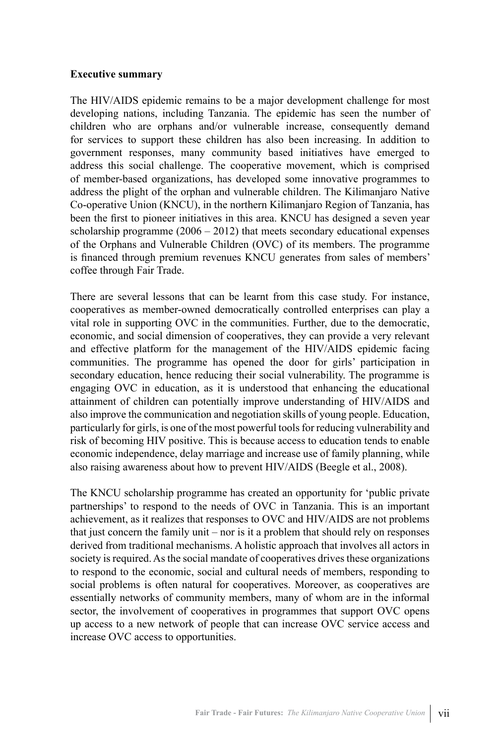**Executive summary**

The HIV/AIDS epidemic remains to be a major development challenge for most developing nations, including Tanzania. The epidemic has seen the number of children who are orphans and/or vulnerable increase, consequently demand for services to support these children has also been increasing. In addition to government responses, many community based initiatives have emerged to address this social challenge. The cooperative movement, which is comprised of member-based organizations, has developed some innovative programmes to address the plight of the orphan and vulnerable children. The Kilimanjaro Native Co-operative Union (KNCU), in the northern Kilimanjaro Region of Tanzania, has been the first to pioneer initiatives in this area. KNCU has designed a seven year scholarship programme (2006 – 2012) that meets secondary educational expenses of the Orphans and Vulnerable Children (OVC) of its members. The programme is financed through premium revenues KNCU generates from sales of members' coffee through Fair Trade.

There are several lessons that can be learnt from this case study. For instance, cooperatives as member-owned democratically controlled enterprises can play a vital role in supporting OVC in the communities. Further, due to the democratic, economic, and social dimension of cooperatives, they can provide a very relevant and effective platform for the management of the HIV/AIDS epidemic facing communities. The programme has opened the door for girls' participation in secondary education, hence reducing their social vulnerability. The programme is engaging OVC in education, as it is understood that enhancing the educational attainment of children can potentially improve understanding of HIV/AIDS and also improve the communication and negotiation skills of young people. Education, particularly for girls, is one of the most powerful tools for reducing vulnerability and risk of becoming HIV positive. This is because access to education tends to enable economic independence, delay marriage and increase use of family planning, while also raising awareness about how to prevent HIV/AIDS (Beegle et al., 2008).

The KNCU scholarship programme has created an opportunity for 'public private partnerships' to respond to the needs of OVC in Tanzania. This is an important achievement, as it realizes that responses to OVC and HIV/AIDS are not problems that just concern the family unit – nor is it a problem that should rely on responses derived from traditional mechanisms. A holistic approach that involves all actors in society is required. As the social mandate of cooperatives drives these organizations to respond to the economic, social and cultural needs of members, responding to social problems is often natural for cooperatives. Moreover, as cooperatives are essentially networks of community members, many of whom are in the informal sector, the involvement of cooperatives in programmes that support OVC opens up access to a new network of people that can increase OVC service access and increase OVC access to opportunities.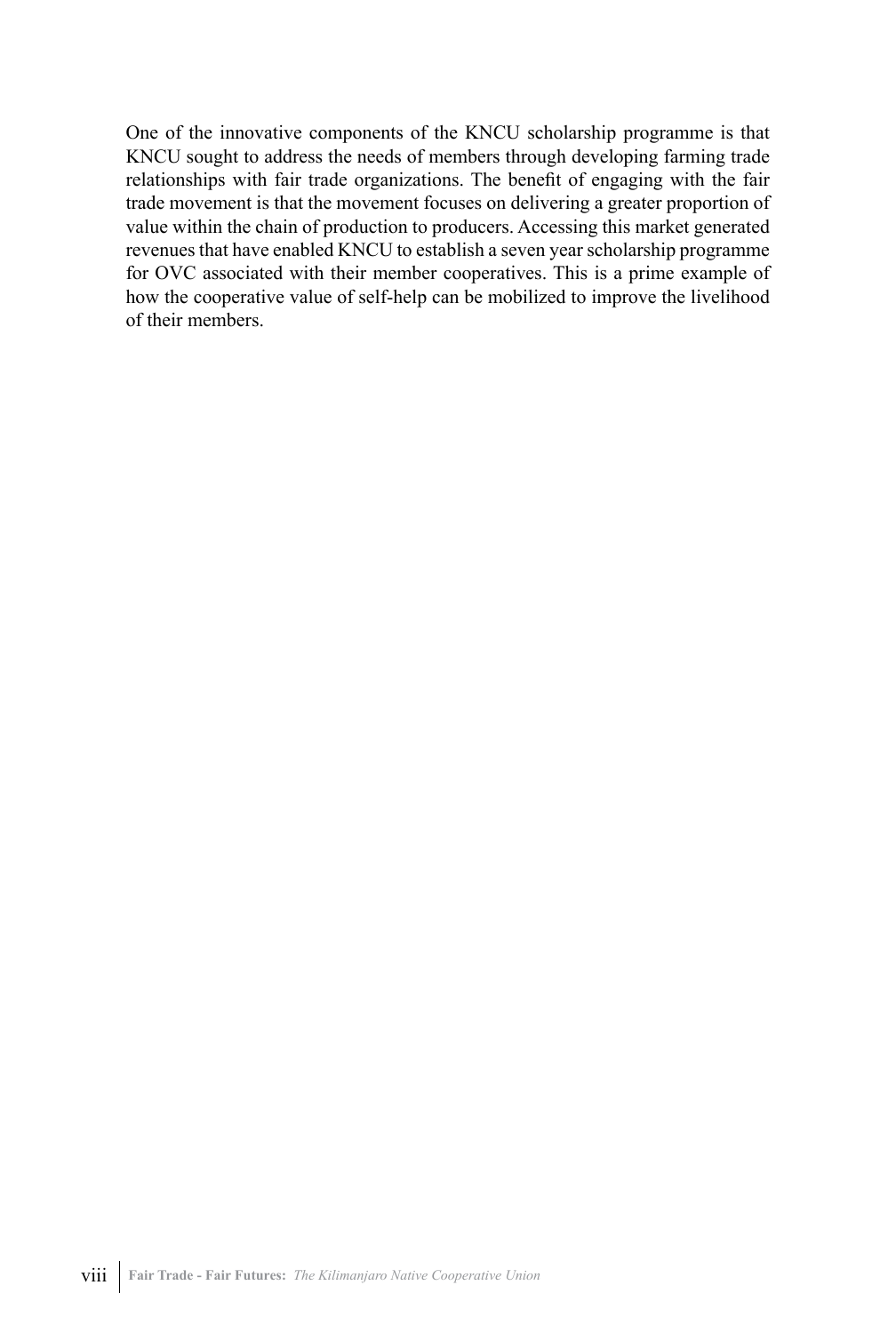One of the innovative components of the KNCU scholarship programme is that KNCU sought to address the needs of members through developing farming trade relationships with fair trade organizations. The benefit of engaging with the fair trade movement is that the movement focuses on delivering a greater proportion of value within the chain of production to producers. Accessing this market generated revenues that have enabled KNCU to establish a seven year scholarship programme for OVC associated with their member cooperatives. This is a prime example of how the cooperative value of self-help can be mobilized to improve the livelihood of their members.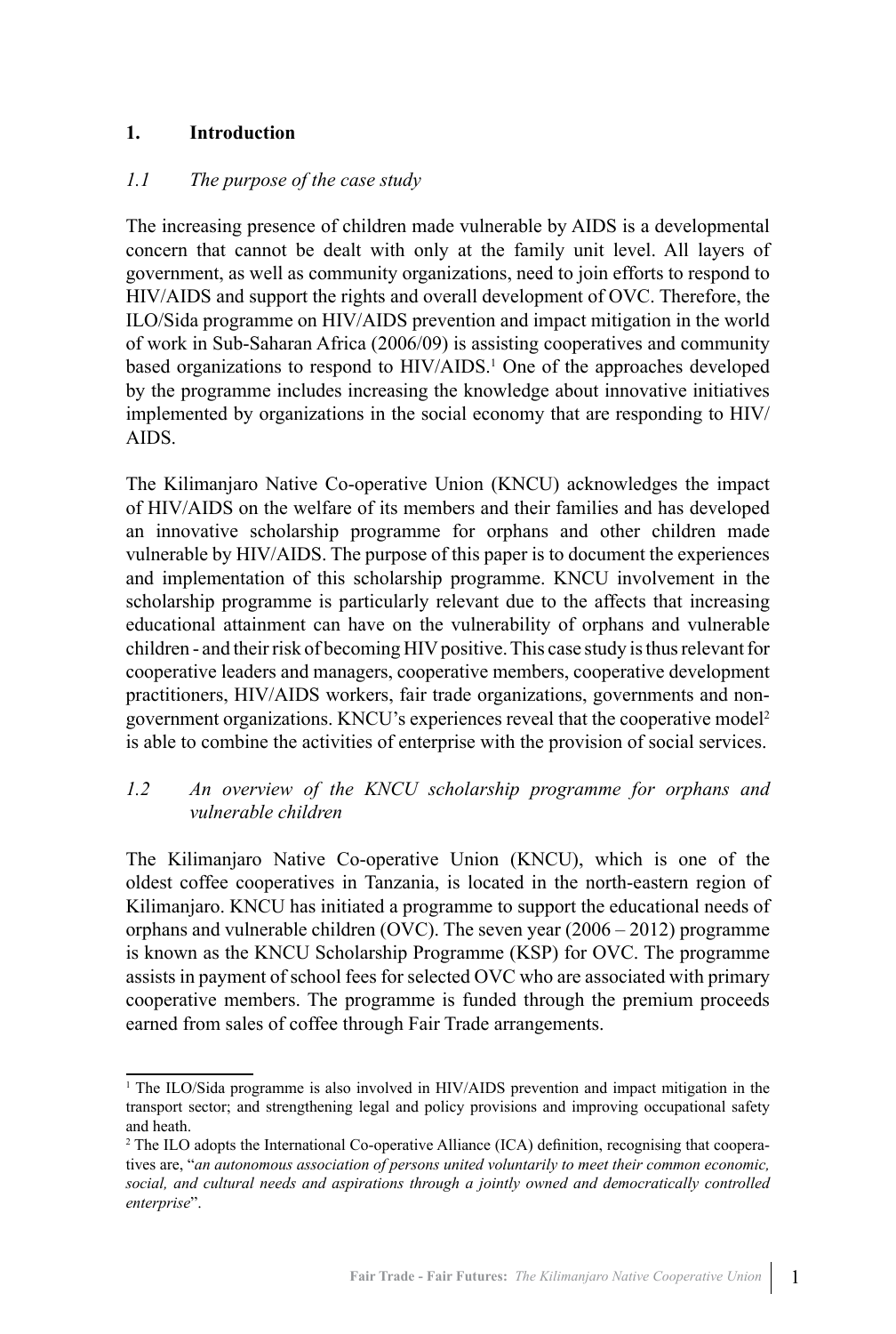## 1. Introduction

### *1.1 The purpose of the case study*

The increasing presence of children made vulnerable by AIDS is a developmental concern that cannot be dealt with only at the family unit level. All layers of government, as well as community organizations, need to join efforts to respond to HIV/AIDS and support the rights and overall development of OVC. Therefore, the ILO/Sida programme on HIV/AIDS prevention and impact mitigation in the world of work in Sub-Saharan Africa (2006/09) is assisting cooperatives and community based organizations to respond to HIV/AIDS.[1] One of the approaches developed by the programme includes increasing the knowledge about innovative initiatives implemented by organizations in the social economy that are responding to HIV/AIDS.

The Kilimanjaro Native Co-operative Union (KNCU) acknowledges the impact of HIV/AIDS on the welfare of its members and their families and has developed an innovative scholarship programme for orphans and other children made vulnerable by HIV/AIDS. The purpose of this paper is to document the experiences and implementation of this scholarship programme. KNCU involvement in the scholarship programme is particularly relevant due to the affects that increasing educational attainment can have on the vulnerability of orphans and vulnerable children - and their risk of becoming HIV positive. This case study is thus relevant for cooperative leaders and managers, cooperative members, cooperative development practitioners, HIV/AIDS workers, fair trade organizations, governments and non-government organizations. KNCU's experiences reveal that the cooperative model[2] is able to combine the activities of enterprise with the provision of social services.

### *1.2 An overview of the KNCU scholarship programme for orphans and vulnerable children*

The Kilimanjaro Native Co-operative Union (KNCU), which is one of the oldest coffee cooperatives in Tanzania, is located in the north-eastern region of Kilimanjaro. KNCU has initiated a programme to support the educational needs of orphans and vulnerable children (OVC). The seven year (2006 – 2012) programme is known as the KNCU Scholarship Programme (KSP) for OVC. The programme assists in payment of school fees for selected OVC who are associated with primary cooperative members. The programme is funded through the premium proceeds earned from sales of coffee through Fair Trade arrangements.

---

[1] The ILO/Sida programme is also involved in HIV/AIDS prevention and impact mitigation in the transport sector; and strengthening legal and policy provisions and improving occupational safety and heath.

[2] The ILO adopts the International Co-operative Alliance (ICA) definition, recognising that cooperatives are, "*an autonomous association of persons united voluntarily to meet their common economic, social, and cultural needs and aspirations through a jointly owned and democratically controlled enterprise*".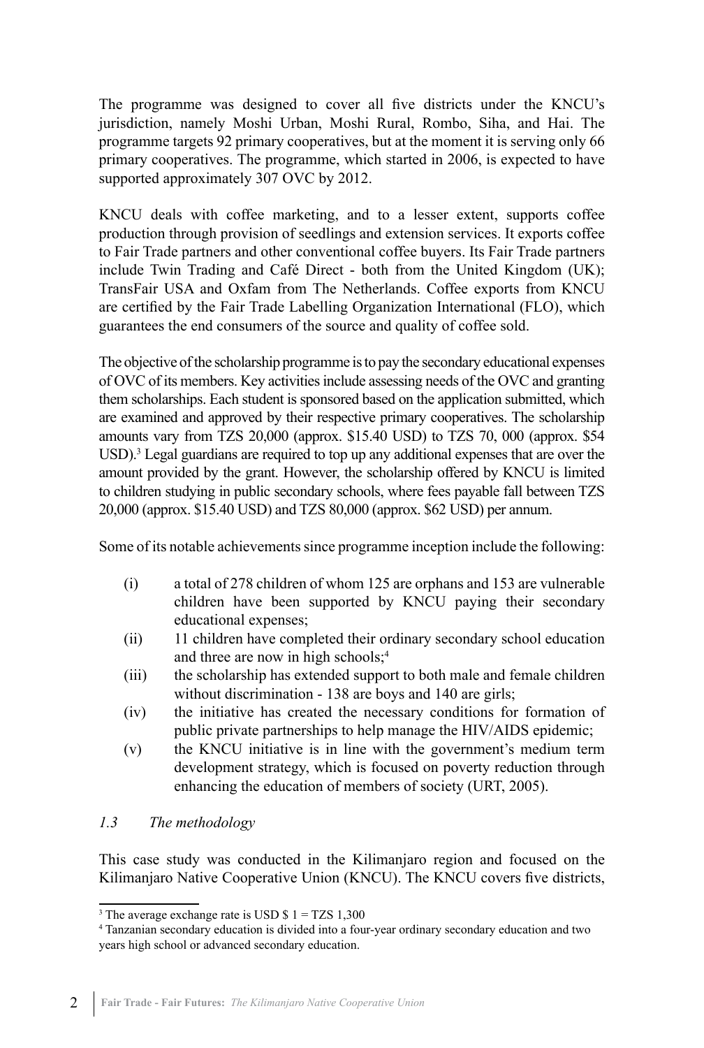The programme was designed to cover all five districts under the KNCU's jurisdiction, namely Moshi Urban, Moshi Rural, Rombo, Siha, and Hai. The programme targets 92 primary cooperatives, but at the moment it is serving only 66 primary cooperatives. The programme, which started in 2006, is expected to have supported approximately 307 OVC by 2012.

KNCU deals with coffee marketing, and to a lesser extent, supports coffee production through provision of seedlings and extension services. It exports coffee to Fair Trade partners and other conventional coffee buyers. Its Fair Trade partners include Twin Trading and Café Direct - both from the United Kingdom (UK); TransFair USA and Oxfam from The Netherlands. Coffee exports from KNCU are certified by the Fair Trade Labelling Organization International (FLO), which guarantees the end consumers of the source and quality of coffee sold.

The objective of the scholarship programme is to pay the secondary educational expenses of OVC of its members. Key activities include assessing needs of the OVC and granting them scholarships. Each student is sponsored based on the application submitted, which are examined and approved by their respective primary cooperatives. The scholarship amounts vary from TZS 20,000 (approx. \$15.40 USD) to TZS 70, 000 (approx. \$54 USD).[3] Legal guardians are required to top up any additional expenses that are over the amount provided by the grant. However, the scholarship offered by KNCU is limited to children studying in public secondary schools, where fees payable fall between TZS 20,000 (approx. \$15.40 USD) and TZS 80,000 (approx. \$62 USD) per annum.

Some of its notable achievements since programme inception include the following:

(i) a total of 278 children of whom 125 are orphans and 153 are vulnerable children have been supported by KNCU paying their secondary educational expenses;

(ii) 11 children have completed their ordinary secondary school education and three are now in high schools;[4]

(iii) the scholarship has extended support to both male and female children without discrimination - 138 are boys and 140 are girls;

(iv) the initiative has created the necessary conditions for formation of public private partnerships to help manage the HIV/AIDS epidemic;

(v) the KNCU initiative is in line with the government's medium term development strategy, which is focused on poverty reduction through enhancing the education of members of society (URT, 2005).

### *1.3 The methodology*

This case study was conducted in the Kilimanjaro region and focused on the Kilimanjaro Native Cooperative Union (KNCU). The KNCU covers five districts,

---

[3] The average exchange rate is USD \$ 1 = TZS 1,300

[4] Tanzanian secondary education is divided into a four-year ordinary secondary education and two years high school or advanced secondary education.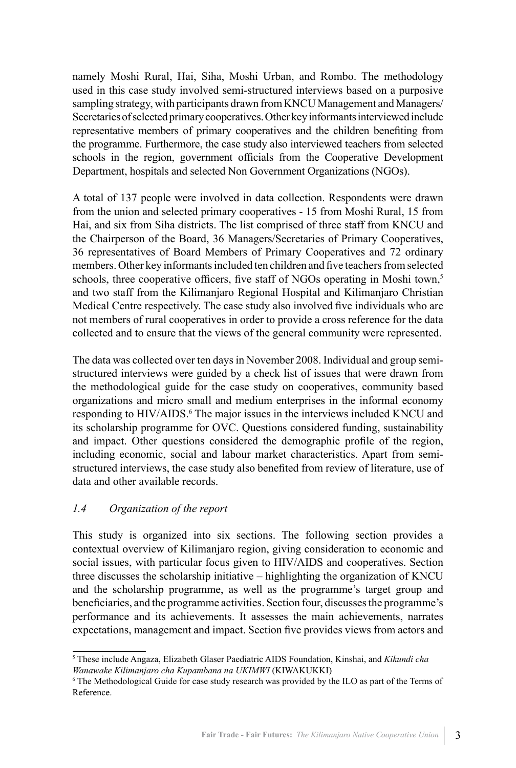namely Moshi Rural, Hai, Siha, Moshi Urban, and Rombo. The methodology used in this case study involved semi-structured interviews based on a purposive sampling strategy, with participants drawn from KNCU Management and Managers/Secretaries of selected primary cooperatives. Other key informants interviewed include representative members of primary cooperatives and the children benefiting from the programme. Furthermore, the case study also interviewed teachers from selected schools in the region, government officials from the Cooperative Development Department, hospitals and selected Non Government Organizations (NGOs).

A total of 137 people were involved in data collection. Respondents were drawn from the union and selected primary cooperatives - 15 from Moshi Rural, 15 from Hai, and six from Siha districts. The list comprised of three staff from KNCU and the Chairperson of the Board, 36 Managers/Secretaries of Primary Cooperatives, 36 representatives of Board Members of Primary Cooperatives and 72 ordinary members. Other key informants included ten children and five teachers from selected schools, three cooperative officers, five staff of NGOs operating in Moshi town,[5] and two staff from the Kilimanjaro Regional Hospital and Kilimanjaro Christian Medical Centre respectively. The case study also involved five individuals who are not members of rural cooperatives in order to provide a cross reference for the data collected and to ensure that the views of the general community were represented.

The data was collected over ten days in November 2008. Individual and group semi-structured interviews were guided by a check list of issues that were drawn from the methodological guide for the case study on cooperatives, community based organizations and micro small and medium enterprises in the informal economy responding to HIV/AIDS.[6] The major issues in the interviews included KNCU and its scholarship programme for OVC. Questions considered funding, sustainability and impact. Other questions considered the demographic profile of the region, including economic, social and labour market characteristics. Apart from semi-structured interviews, the case study also benefited from review of literature, use of data and other available records.

### *1.4 Organization of the report*

This study is organized into six sections. The following section provides a contextual overview of Kilimanjaro region, giving consideration to economic and social issues, with particular focus given to HIV/AIDS and cooperatives. Section three discusses the scholarship initiative – highlighting the organization of KNCU and the scholarship programme, as well as the programme's target group and beneficiaries, and the programme activities. Section four, discusses the programme's performance and its achievements. It assesses the main achievements, narrates expectations, management and impact. Section five provides views from actors and

---

[5] These include Angaza, Elizabeth Glaser Paediatric AIDS Foundation, Kinshai, and *Kikundi cha Wanawake Kilimanjaro cha Kupambana na UKIMWI* (KIWAKUKKI)

[6] The Methodological Guide for case study research was provided by the ILO as part of the Terms of Reference.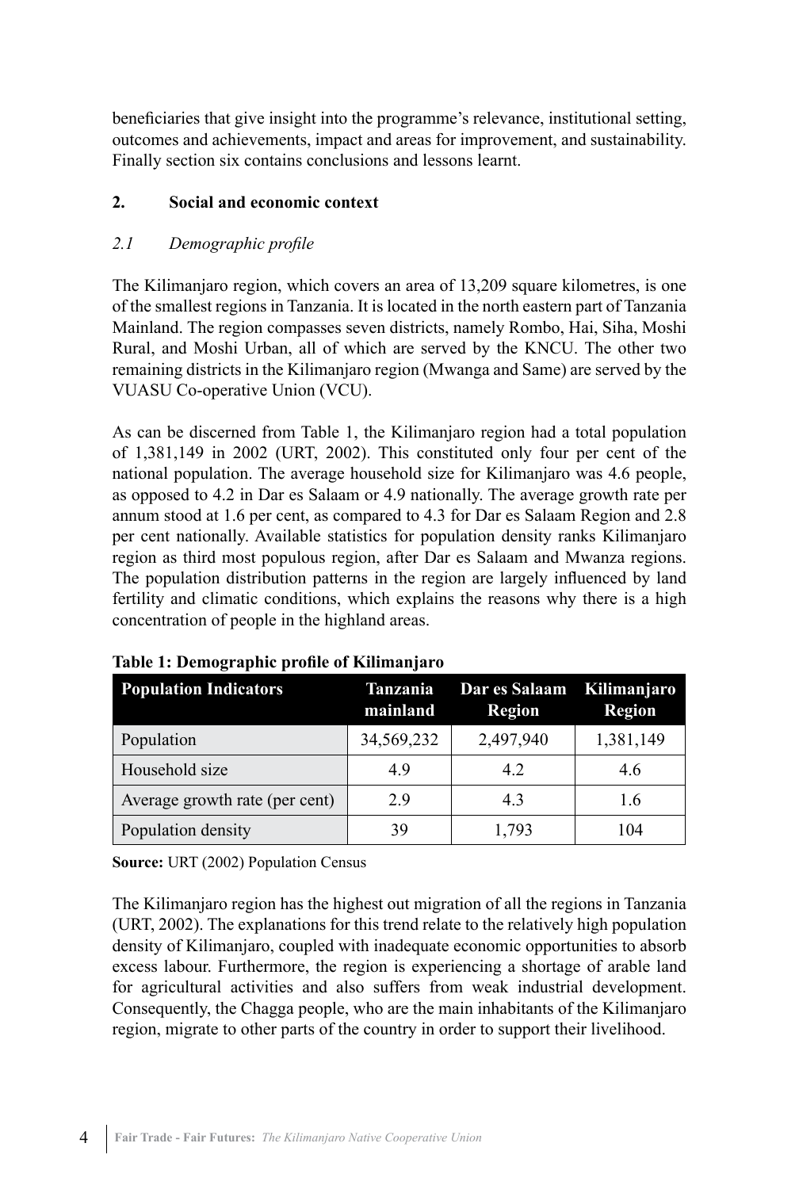beneficiaries that give insight into the programme's relevance, institutional setting, outcomes and achievements, impact and areas for improvement, and sustainability. Finally section six contains conclusions and lessons learnt.

## 2. Social and economic context

### *2.1 Demographic profile*

The Kilimanjaro region, which covers an area of 13,209 square kilometres, is one of the smallest regions in Tanzania. It is located in the north eastern part of Tanzania Mainland. The region compasses seven districts, namely Rombo, Hai, Siha, Moshi Rural, and Moshi Urban, all of which are served by the KNCU. The other two remaining districts in the Kilimanjaro region (Mwanga and Same) are served by the VUASU Co-operative Union (VCU).

As can be discerned from Table 1, the Kilimanjaro region had a total population of 1,381,149 in 2002 (URT, 2002). This constituted only four per cent of the national population. The average household size for Kilimanjaro was 4.6 people, as opposed to 4.2 in Dar es Salaam or 4.9 nationally. The average growth rate per annum stood at 1.6 per cent, as compared to 4.3 for Dar es Salaam Region and 2.8 per cent nationally. Available statistics for population density ranks Kilimanjaro region as third most populous region, after Dar es Salaam and Mwanza regions. The population distribution patterns in the region are largely influenced by land fertility and climatic conditions, which explains the reasons why there is a high concentration of people in the highland areas.

**Table 1: Demographic profile of Kilimanjaro**

| Population Indicators | Tanzania mainland | Dar es Salaam Region | Kilimanjaro Region |
|---|---|---|---|
| Population | 34,569,232 | 2,497,940 | 1,381,149 |
| Household size | 4.9 | 4.2 | 4.6 |
| Average growth rate (per cent) | 2.9 | 4.3 | 1.6 |
| Population density | 39 | 1,793 | 104 |

**Source:** URT (2002) Population Census

The Kilimanjaro region has the highest out migration of all the regions in Tanzania (URT, 2002). The explanations for this trend relate to the relatively high population density of Kilimanjaro, coupled with inadequate economic opportunities to absorb excess labour. Furthermore, the region is experiencing a shortage of arable land for agricultural activities and also suffers from weak industrial development. Consequently, the Chagga people, who are the main inhabitants of the Kilimanjaro region, migrate to other parts of the country in order to support their livelihood.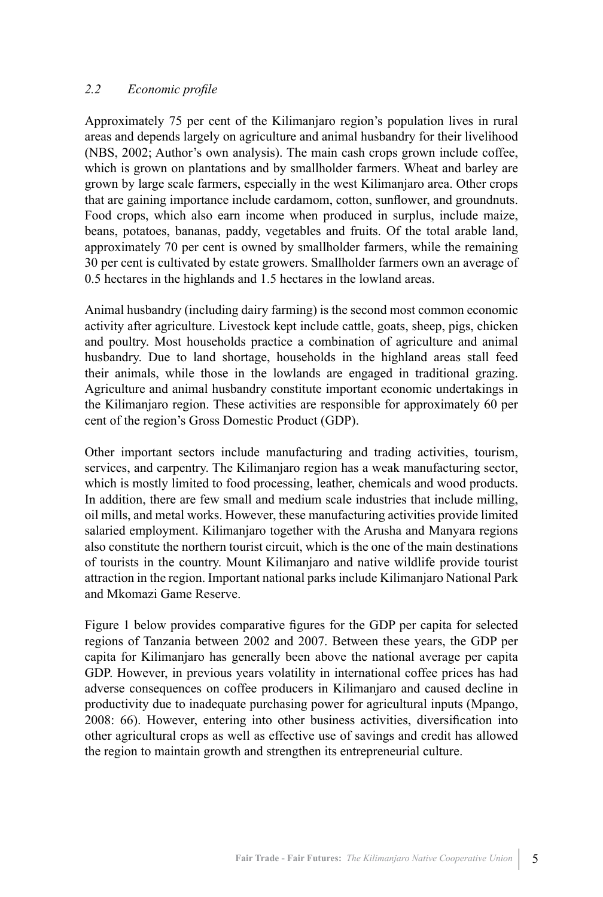### *2.2 Economic profile*

Approximately 75 per cent of the Kilimanjaro region's population lives in rural areas and depends largely on agriculture and animal husbandry for their livelihood (NBS, 2002; Author's own analysis). The main cash crops grown include coffee, which is grown on plantations and by smallholder farmers. Wheat and barley are grown by large scale farmers, especially in the west Kilimanjaro area. Other crops that are gaining importance include cardamom, cotton, sunflower, and groundnuts. Food crops, which also earn income when produced in surplus, include maize, beans, potatoes, bananas, paddy, vegetables and fruits. Of the total arable land, approximately 70 per cent is owned by smallholder farmers, while the remaining 30 per cent is cultivated by estate growers. Smallholder farmers own an average of 0.5 hectares in the highlands and 1.5 hectares in the lowland areas.

Animal husbandry (including dairy farming) is the second most common economic activity after agriculture. Livestock kept include cattle, goats, sheep, pigs, chicken and poultry. Most households practice a combination of agriculture and animal husbandry. Due to land shortage, households in the highland areas stall feed their animals, while those in the lowlands are engaged in traditional grazing. Agriculture and animal husbandry constitute important economic undertakings in the Kilimanjaro region. These activities are responsible for approximately 60 per cent of the region's Gross Domestic Product (GDP).

Other important sectors include manufacturing and trading activities, tourism, services, and carpentry. The Kilimanjaro region has a weak manufacturing sector, which is mostly limited to food processing, leather, chemicals and wood products. In addition, there are few small and medium scale industries that include milling, oil mills, and metal works. However, these manufacturing activities provide limited salaried employment. Kilimanjaro together with the Arusha and Manyara regions also constitute the northern tourist circuit, which is the one of the main destinations of tourists in the country. Mount Kilimanjaro and native wildlife provide tourist attraction in the region. Important national parks include Kilimanjaro National Park and Mkomazi Game Reserve.

Figure 1 below provides comparative figures for the GDP per capita for selected regions of Tanzania between 2002 and 2007. Between these years, the GDP per capita for Kilimanjaro has generally been above the national average per capita GDP. However, in previous years volatility in international coffee prices has had adverse consequences on coffee producers in Kilimanjaro and caused decline in productivity due to inadequate purchasing power for agricultural inputs (Mpango, 2008: 66). However, entering into other business activities, diversification into other agricultural crops as well as effective use of savings and credit has allowed the region to maintain growth and strengthen its entrepreneurial culture.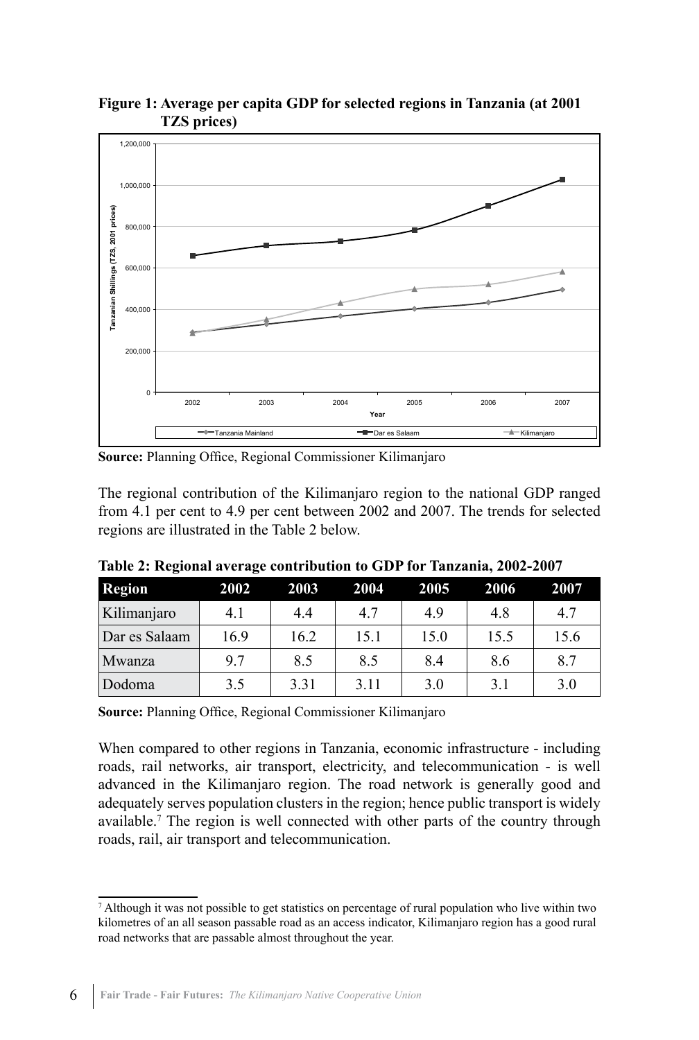**Figure 1: Average per capita GDP for selected regions in Tanzania (at 2001 TZS prices)**

**Source:** Planning Office, Regional Commissioner Kilimanjaro

The regional contribution of the Kilimanjaro region to the national GDP ranged from 4.1 per cent to 4.9 per cent between 2002 and 2007. The trends for selected regions are illustrated in the Table 2 below.

**Table 2: Regional average contribution to GDP for Tanzania, 2002-2007**

| Region | 2002 | 2003 | 2004 | 2005 | 2006 | 2007 |
|---|---|---|---|---|---|---|
| Kilimanjaro | 4.1 | 4.4 | 4.7 | 4.9 | 4.8 | 4.7 |
| Dar es Salaam | 16.9 | 16.2 | 15.1 | 15.0 | 15.5 | 15.6 |
| Mwanza | 9.7 | 8.5 | 8.5 | 8.4 | 8.6 | 8.7 |
| Dodoma | 3.5 | 3.31 | 3.11 | 3.0 | 3.1 | 3.0 |

**Source:** Planning Office, Regional Commissioner Kilimanjaro

When compared to other regions in Tanzania, economic infrastructure - including roads, rail networks, air transport, electricity, and telecommunication - is well advanced in the Kilimanjaro region. The road network is generally good and adequately serves population clusters in the region; hence public transport is widely available.[7] The region is well connected with other parts of the country through roads, rail, air transport and telecommunication.

[7] Although it was not possible to get statistics on percentage of rural population who live within two kilometres of an all season passable road as an access indicator, Kilimanjaro region has a good rural road networks that are passable almost throughout the year.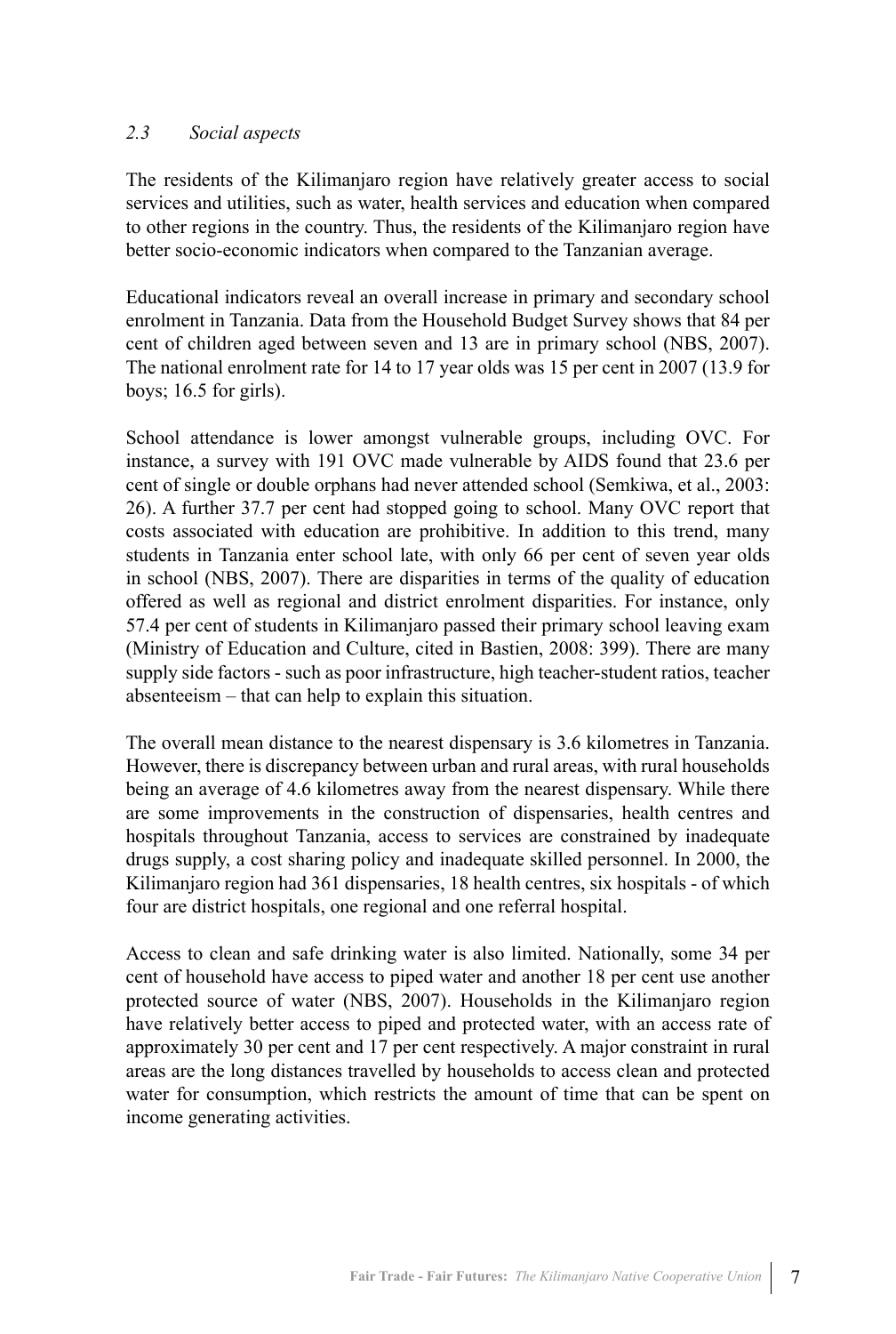### *2.3 Social aspects*

The residents of the Kilimanjaro region have relatively greater access to social services and utilities, such as water, health services and education when compared to other regions in the country. Thus, the residents of the Kilimanjaro region have better socio-economic indicators when compared to the Tanzanian average.

Educational indicators reveal an overall increase in primary and secondary school enrolment in Tanzania. Data from the Household Budget Survey shows that 84 per cent of children aged between seven and 13 are in primary school (NBS, 2007). The national enrolment rate for 14 to 17 year olds was 15 per cent in 2007 (13.9 for boys; 16.5 for girls).

School attendance is lower amongst vulnerable groups, including OVC. For instance, a survey with 191 OVC made vulnerable by AIDS found that 23.6 per cent of single or double orphans had never attended school (Semkiwa, et al., 2003: 26). A further 37.7 per cent had stopped going to school. Many OVC report that costs associated with education are prohibitive. In addition to this trend, many students in Tanzania enter school late, with only 66 per cent of seven year olds in school (NBS, 2007). There are disparities in terms of the quality of education offered as well as regional and district enrolment disparities. For instance, only 57.4 per cent of students in Kilimanjaro passed their primary school leaving exam (Ministry of Education and Culture, cited in Bastien, 2008: 399). There are many supply side factors - such as poor infrastructure, high teacher-student ratios, teacher absenteeism – that can help to explain this situation.

The overall mean distance to the nearest dispensary is 3.6 kilometres in Tanzania. However, there is discrepancy between urban and rural areas, with rural households being an average of 4.6 kilometres away from the nearest dispensary. While there are some improvements in the construction of dispensaries, health centres and hospitals throughout Tanzania, access to services are constrained by inadequate drugs supply, a cost sharing policy and inadequate skilled personnel. In 2000, the Kilimanjaro region had 361 dispensaries, 18 health centres, six hospitals - of which four are district hospitals, one regional and one referral hospital.

Access to clean and safe drinking water is also limited. Nationally, some 34 per cent of household have access to piped water and another 18 per cent use another protected source of water (NBS, 2007). Households in the Kilimanjaro region have relatively better access to piped and protected water, with an access rate of approximately 30 per cent and 17 per cent respectively. A major constraint in rural areas are the long distances travelled by households to access clean and protected water for consumption, which restricts the amount of time that can be spent on income generating activities.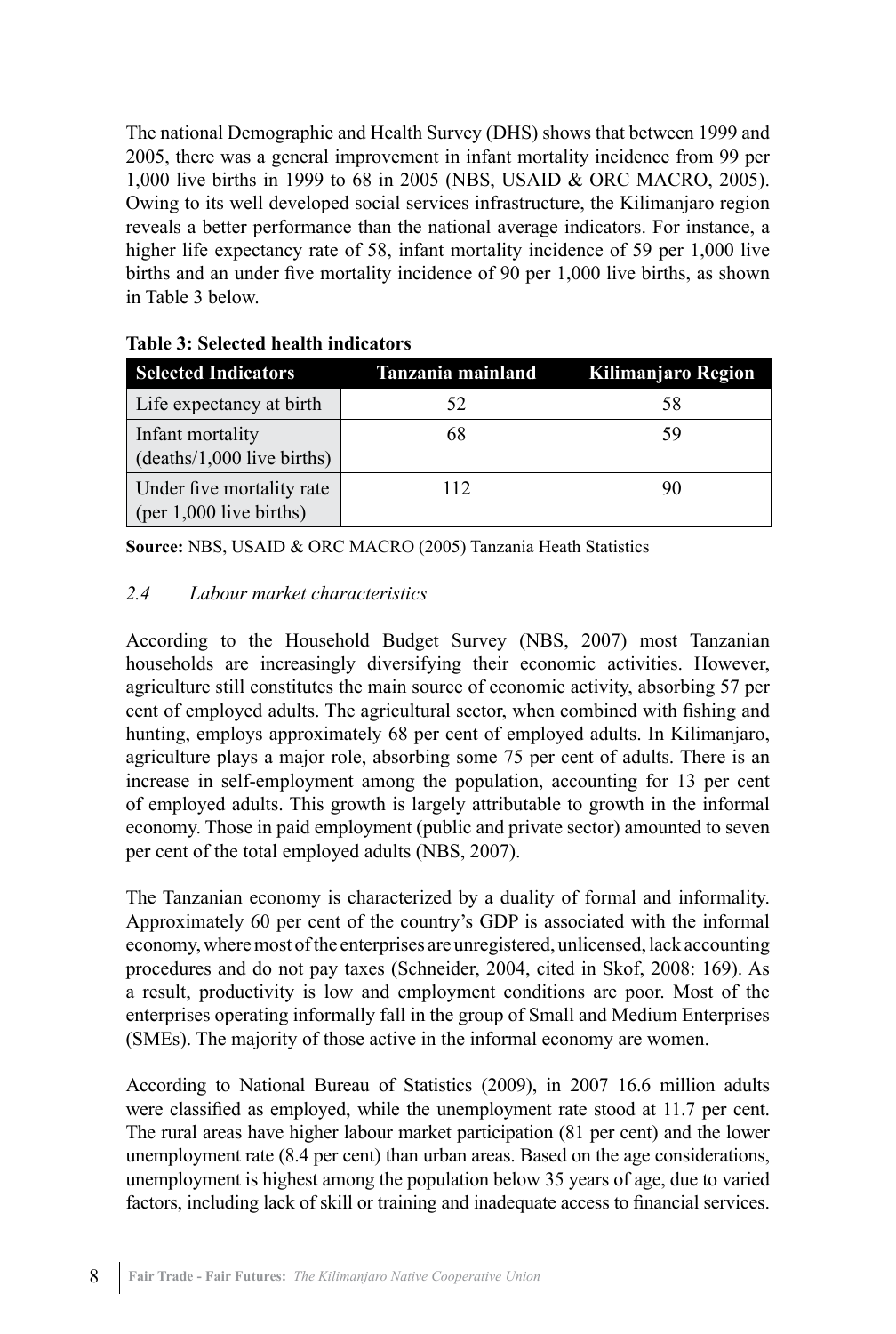The national Demographic and Health Survey (DHS) shows that between 1999 and 2005, there was a general improvement in infant mortality incidence from 99 per 1,000 live births in 1999 to 68 in 2005 (NBS, USAID & ORC MACRO, 2005). Owing to its well developed social services infrastructure, the Kilimanjaro region reveals a better performance than the national average indicators. For instance, a higher life expectancy rate of 58, infant mortality incidence of 59 per 1,000 live births and an under five mortality incidence of 90 per 1,000 live births, as shown in Table 3 below.

**Table 3: Selected health indicators**

| Selected Indicators | Tanzania mainland | Kilimanjaro Region |
|---|---|---|
| Life expectancy at birth | 52 | 58 |
| Infant mortality (deaths/1,000 live births) | 68 | 59 |
| Under five mortality rate (per 1,000 live births) | 112 | 90 |

**Source:** NBS, USAID & ORC MACRO (2005) Tanzania Heath Statistics

### *2.4 Labour market characteristics*

According to the Household Budget Survey (NBS, 2007) most Tanzanian households are increasingly diversifying their economic activities. However, agriculture still constitutes the main source of economic activity, absorbing 57 per cent of employed adults. The agricultural sector, when combined with fishing and hunting, employs approximately 68 per cent of employed adults. In Kilimanjaro, agriculture plays a major role, absorbing some 75 per cent of adults. There is an increase in self-employment among the population, accounting for 13 per cent of employed adults. This growth is largely attributable to growth in the informal economy. Those in paid employment (public and private sector) amounted to seven per cent of the total employed adults (NBS, 2007).

The Tanzanian economy is characterized by a duality of formal and informality. Approximately 60 per cent of the country's GDP is associated with the informal economy, where most of the enterprises are unregistered, unlicensed, lack accounting procedures and do not pay taxes (Schneider, 2004, cited in Skof, 2008: 169). As a result, productivity is low and employment conditions are poor. Most of the enterprises operating informally fall in the group of Small and Medium Enterprises (SMEs). The majority of those active in the informal economy are women.

According to National Bureau of Statistics (2009), in 2007 16.6 million adults were classified as employed, while the unemployment rate stood at 11.7 per cent. The rural areas have higher labour market participation (81 per cent) and the lower unemployment rate (8.4 per cent) than urban areas. Based on the age considerations, unemployment is highest among the population below 35 years of age, due to varied factors, including lack of skill or training and inadequate access to financial services.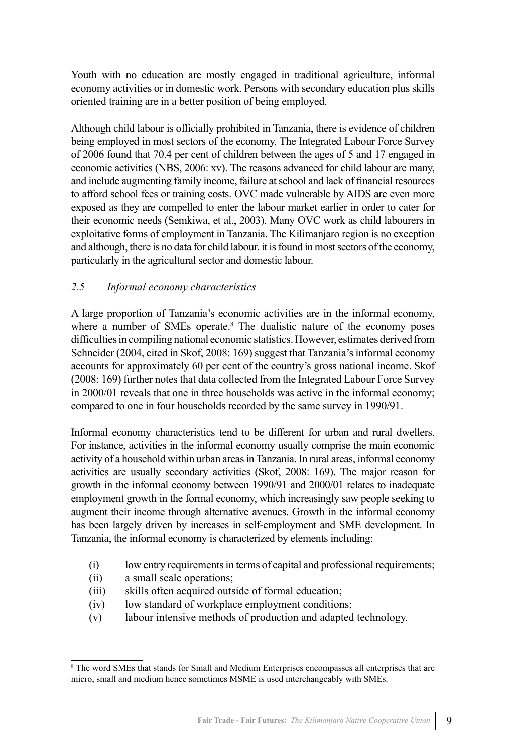Youth with no education are mostly engaged in traditional agriculture, informal economy activities or in domestic work. Persons with secondary education plus skills oriented training are in a better position of being employed.

Although child labour is officially prohibited in Tanzania, there is evidence of children being employed in most sectors of the economy. The Integrated Labour Force Survey of 2006 found that 70.4 per cent of children between the ages of 5 and 17 engaged in economic activities (NBS, 2006: xv). The reasons advanced for child labour are many, and include augmenting family income, failure at school and lack of financial resources to afford school fees or training costs. OVC made vulnerable by AIDS are even more exposed as they are compelled to enter the labour market earlier in order to cater for their economic needs (Semkiwa, et al., 2003). Many OVC work as child labourers in exploitative forms of employment in Tanzania. The Kilimanjaro region is no exception and although, there is no data for child labour, it is found in most sectors of the economy, particularly in the agricultural sector and domestic labour.

### *2.5 Informal economy characteristics*

A large proportion of Tanzania's economic activities are in the informal economy, where a number of SMEs operate.[8] The dualistic nature of the economy poses difficulties in compiling national economic statistics. However, estimates derived from Schneider (2004, cited in Skof, 2008: 169) suggest that Tanzania's informal economy accounts for approximately 60 per cent of the country's gross national income. Skof (2008: 169) further notes that data collected from the Integrated Labour Force Survey in 2000/01 reveals that one in three households was active in the informal economy; compared to one in four households recorded by the same survey in 1990/91.

Informal economy characteristics tend to be different for urban and rural dwellers. For instance, activities in the informal economy usually comprise the main economic activity of a household within urban areas in Tanzania. In rural areas, informal economy activities are usually secondary activities (Skof, 2008: 169). The major reason for growth in the informal economy between 1990/91 and 2000/01 relates to inadequate employment growth in the formal economy, which increasingly saw people seeking to augment their income through alternative avenues. Growth in the informal economy has been largely driven by increases in self-employment and SME development. In Tanzania, the informal economy is characterized by elements including:

- (i) low entry requirements in terms of capital and professional requirements;
- (ii) a small scale operations;
- (iii) skills often acquired outside of formal education;
- (iv) low standard of workplace employment conditions;
- (v) labour intensive methods of production and adapted technology.

---

[8] The word SMEs that stands for Small and Medium Enterprises encompasses all enterprises that are micro, small and medium hence sometimes MSME is used interchangeably with SMEs.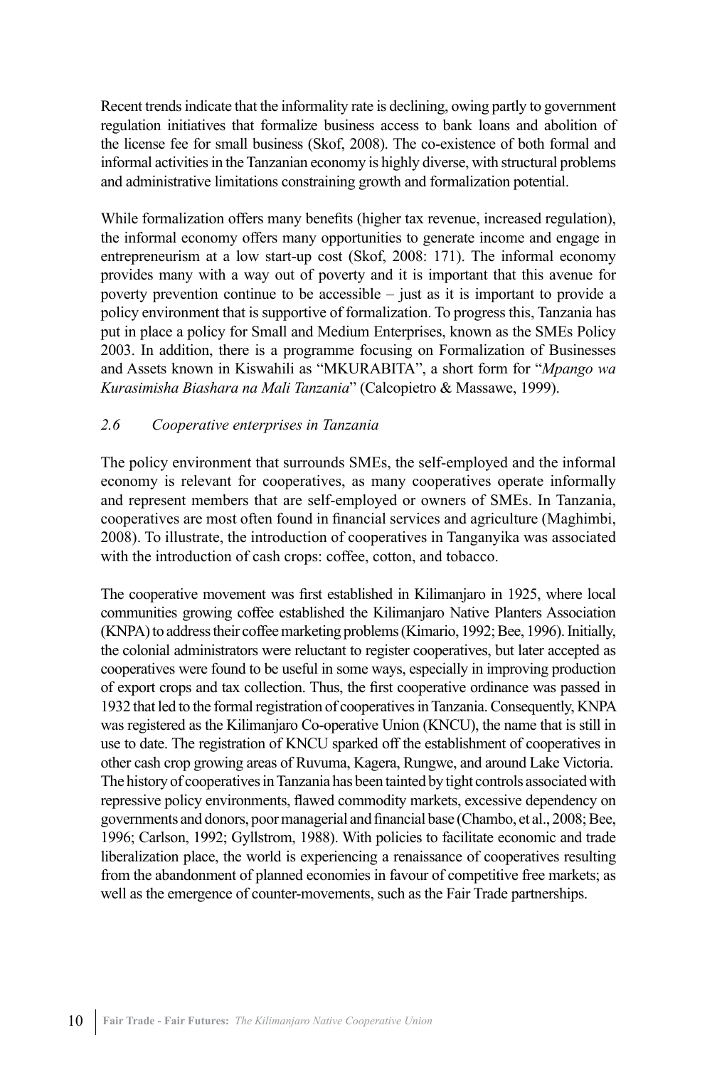Recent trends indicate that the informality rate is declining, owing partly to government regulation initiatives that formalize business access to bank loans and abolition of the license fee for small business (Skof, 2008). The co-existence of both formal and informal activities in the Tanzanian economy is highly diverse, with structural problems and administrative limitations constraining growth and formalization potential.

While formalization offers many benefits (higher tax revenue, increased regulation), the informal economy offers many opportunities to generate income and engage in entrepreneurism at a low start-up cost (Skof, 2008: 171). The informal economy provides many with a way out of poverty and it is important that this avenue for poverty prevention continue to be accessible – just as it is important to provide a policy environment that is supportive of formalization. To progress this, Tanzania has put in place a policy for Small and Medium Enterprises, known as the SMEs Policy 2003. In addition, there is a programme focusing on Formalization of Businesses and Assets known in Kiswahili as "MKURABITA", a short form for "*Mpango wa Kurasimisha Biashara na Mali Tanzania*" (Calcopietro & Massawe, 1999).

### *2.6 Cooperative enterprises in Tanzania*

The policy environment that surrounds SMEs, the self-employed and the informal economy is relevant for cooperatives, as many cooperatives operate informally and represent members that are self-employed or owners of SMEs. In Tanzania, cooperatives are most often found in financial services and agriculture (Maghimbi, 2008). To illustrate, the introduction of cooperatives in Tanganyika was associated with the introduction of cash crops: coffee, cotton, and tobacco.

The cooperative movement was first established in Kilimanjaro in 1925, where local communities growing coffee established the Kilimanjaro Native Planters Association (KNPA) to address their coffee marketing problems (Kimario, 1992; Bee, 1996). Initially, the colonial administrators were reluctant to register cooperatives, but later accepted as cooperatives were found to be useful in some ways, especially in improving production of export crops and tax collection. Thus, the first cooperative ordinance was passed in 1932 that led to the formal registration of cooperatives in Tanzania. Consequently, KNPA was registered as the Kilimanjaro Co-operative Union (KNCU), the name that is still in use to date. The registration of KNCU sparked off the establishment of cooperatives in other cash crop growing areas of Ruvuma, Kagera, Rungwe, and around Lake Victoria. The history of cooperatives in Tanzania has been tainted by tight controls associated with repressive policy environments, flawed commodity markets, excessive dependency on governments and donors, poor managerial and financial base (Chambo, et al., 2008; Bee, 1996; Carlson, 1992; Gyllstrom, 1988). With policies to facilitate economic and trade liberalization place, the world is experiencing a renaissance of cooperatives resulting from the abandonment of planned economies in favour of competitive free markets; as well as the emergence of counter-movements, such as the Fair Trade partnerships.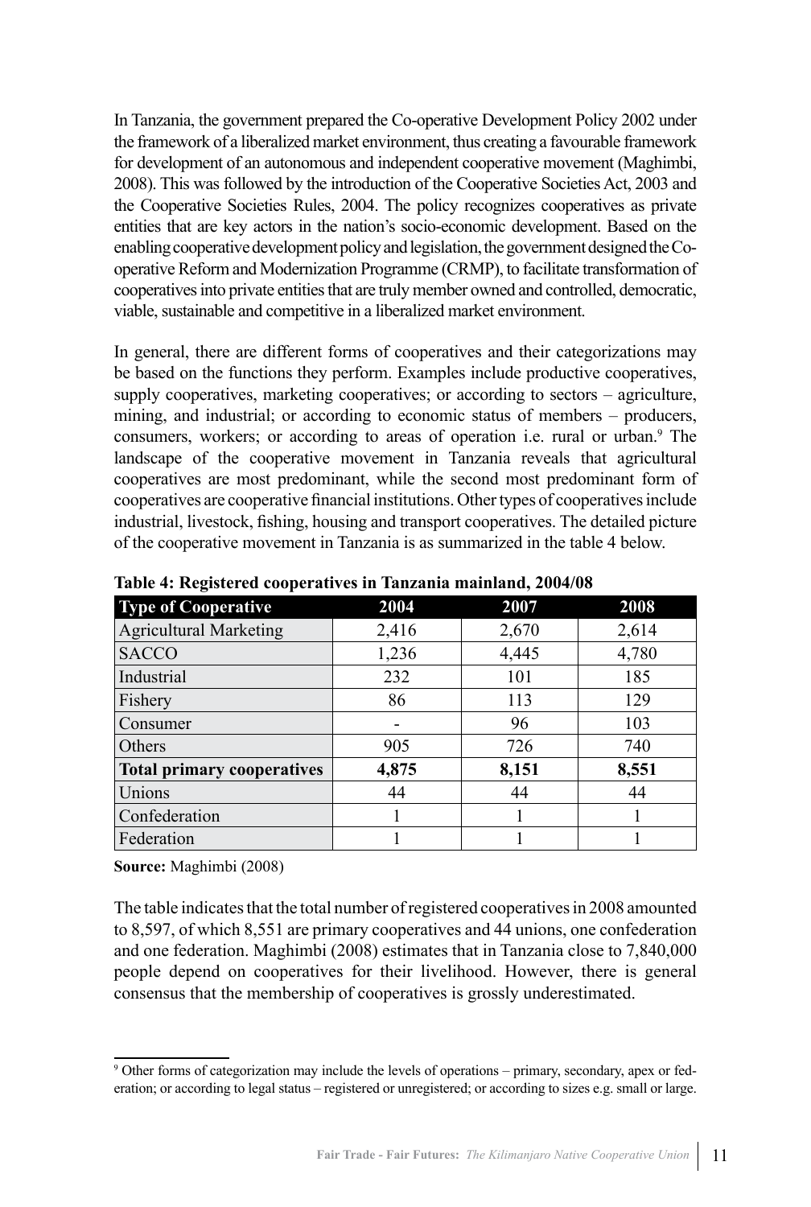In Tanzania, the government prepared the Co-operative Development Policy 2002 under the framework of a liberalized market environment, thus creating a favourable framework for development of an autonomous and independent cooperative movement (Maghimbi, 2008). This was followed by the introduction of the Cooperative Societies Act, 2003 and the Cooperative Societies Rules, 2004. The policy recognizes cooperatives as private entities that are key actors in the nation's socio-economic development. Based on the enabling cooperative development policy and legislation, the government designed the Co-operative Reform and Modernization Programme (CRMP), to facilitate transformation of cooperatives into private entities that are truly member owned and controlled, democratic, viable, sustainable and competitive in a liberalized market environment.

In general, there are different forms of cooperatives and their categorizations may be based on the functions they perform. Examples include productive cooperatives, supply cooperatives, marketing cooperatives; or according to sectors – agriculture, mining, and industrial; or according to economic status of members – producers, consumers, workers; or according to areas of operation i.e. rural or urban.[9] The landscape of the cooperative movement in Tanzania reveals that agricultural cooperatives are most predominant, while the second most predominant form of cooperatives are cooperative financial institutions. Other types of cooperatives include industrial, livestock, fishing, housing and transport cooperatives. The detailed picture of the cooperative movement in Tanzania is as summarized in the table 4 below.

**Table 4: Registered cooperatives in Tanzania mainland, 2004/08**

| Type of Cooperative | 2004 | 2007 | 2008 |
|---|---|---|---|
| Agricultural Marketing | 2,416 | 2,670 | 2,614 |
| SACCO | 1,236 | 4,445 | 4,780 |
| Industrial | 232 | 101 | 185 |
| Fishery | 86 | 113 | 129 |
| Consumer | - | 96 | 103 |
| Others | 905 | 726 | 740 |
| **Total primary cooperatives** | **4,875** | **8,151** | **8,551** |
| Unions | 44 | 44 | 44 |
| Confederation | 1 | 1 | 1 |
| Federation | 1 | 1 | 1 |

**Source:** Maghimbi (2008)

The table indicates that the total number of registered cooperatives in 2008 amounted to 8,597, of which 8,551 are primary cooperatives and 44 unions, one confederation and one federation. Maghimbi (2008) estimates that in Tanzania close to 7,840,000 people depend on cooperatives for their livelihood. However, there is general consensus that the membership of cooperatives is grossly underestimated.

[9] Other forms of categorization may include the levels of operations – primary, secondary, apex or federation; or according to legal status – registered or unregistered; or according to sizes e.g. small or large.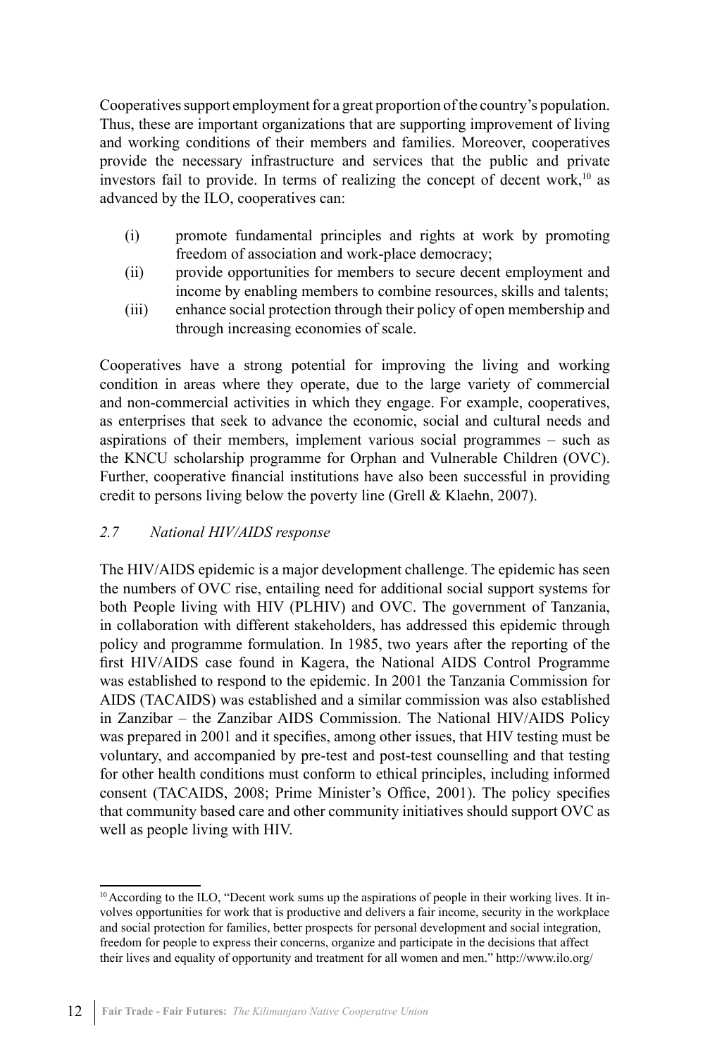Cooperatives support employment for a great proportion of the country's population. Thus, these are important organizations that are supporting improvement of living and working conditions of their members and families. Moreover, cooperatives provide the necessary infrastructure and services that the public and private investors fail to provide. In terms of realizing the concept of decent work,[10] as advanced by the ILO, cooperatives can:

(i) promote fundamental principles and rights at work by promoting freedom of association and work-place democracy;

(ii) provide opportunities for members to secure decent employment and income by enabling members to combine resources, skills and talents;

(iii) enhance social protection through their policy of open membership and through increasing economies of scale.

Cooperatives have a strong potential for improving the living and working condition in areas where they operate, due to the large variety of commercial and non-commercial activities in which they engage. For example, cooperatives, as enterprises that seek to advance the economic, social and cultural needs and aspirations of their members, implement various social programmes – such as the KNCU scholarship programme for Orphan and Vulnerable Children (OVC). Further, cooperative financial institutions have also been successful in providing credit to persons living below the poverty line (Grell & Klaehn, 2007).

### *2.7 National HIV/AIDS response*

The HIV/AIDS epidemic is a major development challenge. The epidemic has seen the numbers of OVC rise, entailing need for additional social support systems for both People living with HIV (PLHIV) and OVC. The government of Tanzania, in collaboration with different stakeholders, has addressed this epidemic through policy and programme formulation. In 1985, two years after the reporting of the first HIV/AIDS case found in Kagera, the National AIDS Control Programme was established to respond to the epidemic. In 2001 the Tanzania Commission for AIDS (TACAIDS) was established and a similar commission was also established in Zanzibar – the Zanzibar AIDS Commission. The National HIV/AIDS Policy was prepared in 2001 and it specifies, among other issues, that HIV testing must be voluntary, and accompanied by pre-test and post-test counselling and that testing for other health conditions must conform to ethical principles, including informed consent (TACAIDS, 2008; Prime Minister's Office, 2001). The policy specifies that community based care and other community initiatives should support OVC as well as people living with HIV.

---

[10] According to the ILO, "Decent work sums up the aspirations of people in their working lives. It involves opportunities for work that is productive and delivers a fair income, security in the workplace and social protection for families, better prospects for personal development and social integration, freedom for people to express their concerns, organize and participate in the decisions that affect their lives and equality of opportunity and treatment for all women and men." http://www.ilo.org/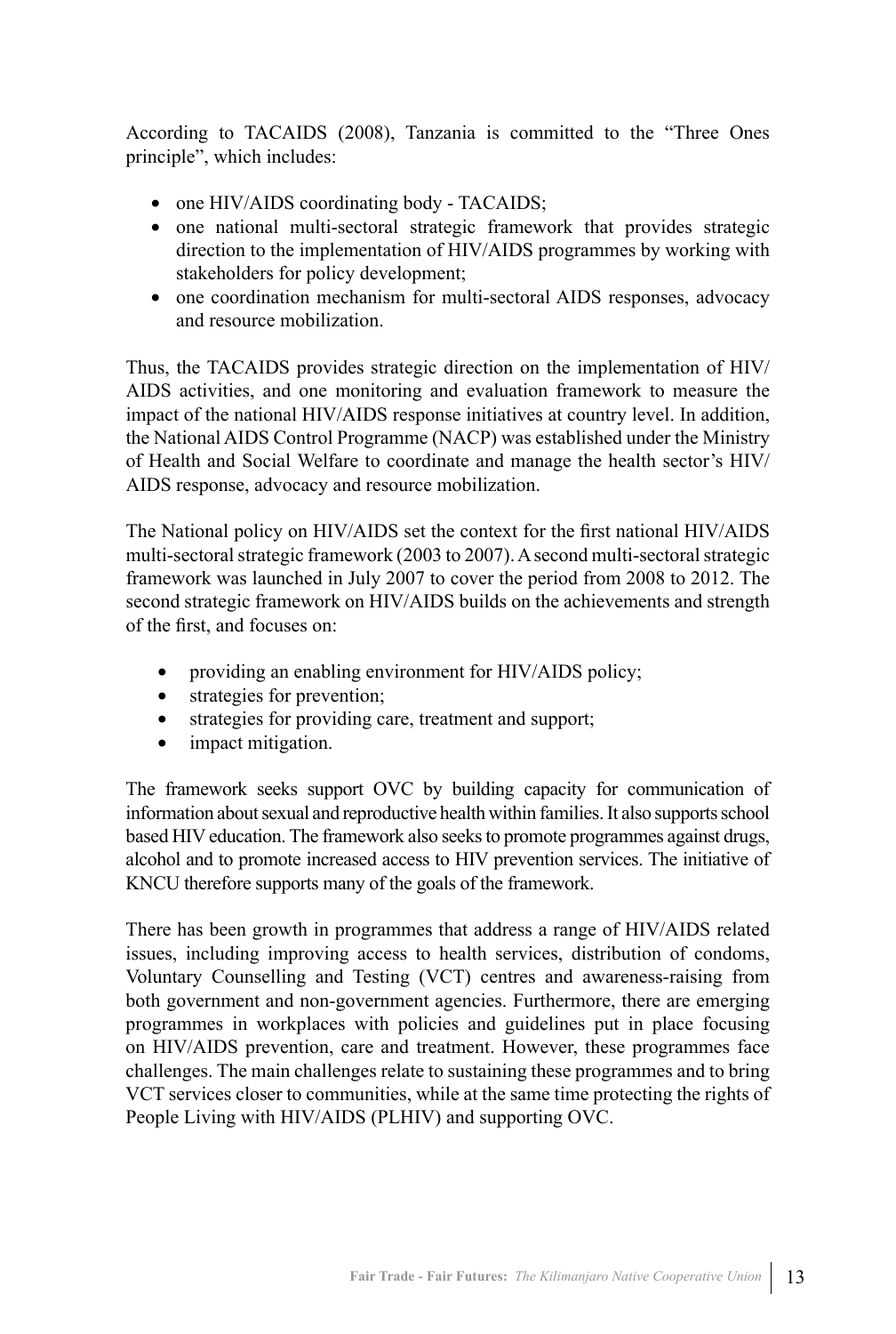According to TACAIDS (2008), Tanzania is committed to the "Three Ones principle", which includes:

- one HIV/AIDS coordinating body - TACAIDS;
- one national multi-sectoral strategic framework that provides strategic direction to the implementation of HIV/AIDS programmes by working with stakeholders for policy development;
- one coordination mechanism for multi-sectoral AIDS responses, advocacy and resource mobilization.

Thus, the TACAIDS provides strategic direction on the implementation of HIV/AIDS activities, and one monitoring and evaluation framework to measure the impact of the national HIV/AIDS response initiatives at country level. In addition, the National AIDS Control Programme (NACP) was established under the Ministry of Health and Social Welfare to coordinate and manage the health sector's HIV/AIDS response, advocacy and resource mobilization.

The National policy on HIV/AIDS set the context for the first national HIV/AIDS multi-sectoral strategic framework (2003 to 2007). A second multi-sectoral strategic framework was launched in July 2007 to cover the period from 2008 to 2012. The second strategic framework on HIV/AIDS builds on the achievements and strength of the first, and focuses on:

- providing an enabling environment for HIV/AIDS policy;
- strategies for prevention;
- strategies for providing care, treatment and support;
- impact mitigation.

The framework seeks support OVC by building capacity for communication of information about sexual and reproductive health within families. It also supports school based HIV education. The framework also seeks to promote programmes against drugs, alcohol and to promote increased access to HIV prevention services. The initiative of KNCU therefore supports many of the goals of the framework.

There has been growth in programmes that address a range of HIV/AIDS related issues, including improving access to health services, distribution of condoms, Voluntary Counselling and Testing (VCT) centres and awareness-raising from both government and non-government agencies. Furthermore, there are emerging programmes in workplaces with policies and guidelines put in place focusing on HIV/AIDS prevention, care and treatment. However, these programmes face challenges. The main challenges relate to sustaining these programmes and to bring VCT services closer to communities, while at the same time protecting the rights of People Living with HIV/AIDS (PLHIV) and supporting OVC.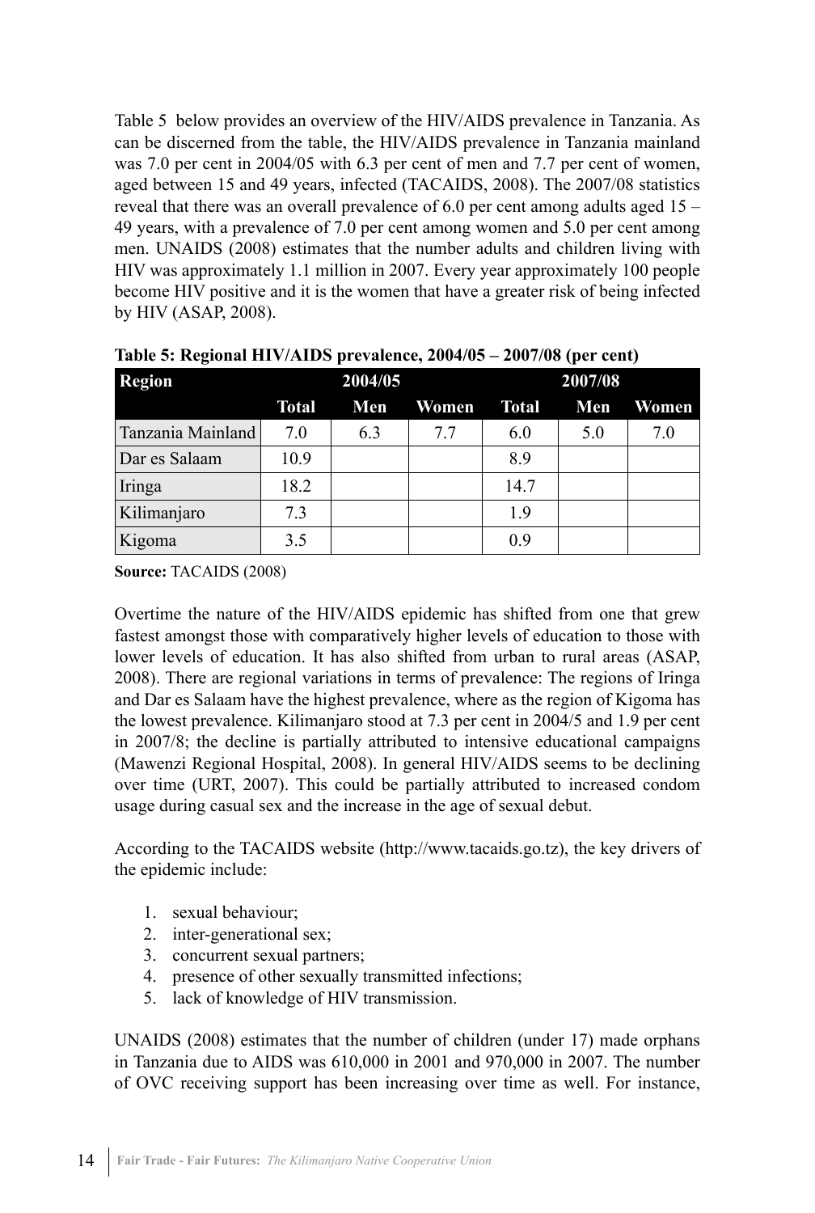Table 5 below provides an overview of the HIV/AIDS prevalence in Tanzania. As can be discerned from the table, the HIV/AIDS prevalence in Tanzania mainland was 7.0 per cent in 2004/05 with 6.3 per cent of men and 7.7 per cent of women, aged between 15 and 49 years, infected (TACAIDS, 2008). The 2007/08 statistics reveal that there was an overall prevalence of 6.0 per cent among adults aged 15 – 49 years, with a prevalence of 7.0 per cent among women and 5.0 per cent among men. UNAIDS (2008) estimates that the number adults and children living with HIV was approximately 1.1 million in 2007. Every year approximately 100 people become HIV positive and it is the women that have a greater risk of being infected by HIV (ASAP, 2008).

**Table 5: Regional HIV/AIDS prevalence, 2004/05 – 2007/08 (per cent)**

| Region | 2004/05 | | | 2007/08 | | |
|---|---|---|---|---|---|---|
| | Total | Men | Women | Total | Men | Women |
| Tanzania Mainland | 7.0 | 6.3 | 7.7 | 6.0 | 5.0 | 7.0 |
| Dar es Salaam | 10.9 | | | 8.9 | | |
| Iringa | 18.2 | | | 14.7 | | |
| Kilimanjaro | 7.3 | | | 1.9 | | |
| Kigoma | 3.5 | | | 0.9 | | |

**Source:** TACAIDS (2008)

Overtime the nature of the HIV/AIDS epidemic has shifted from one that grew fastest amongst those with comparatively higher levels of education to those with lower levels of education. It has also shifted from urban to rural areas (ASAP, 2008). There are regional variations in terms of prevalence: The regions of Iringa and Dar es Salaam have the highest prevalence, where as the region of Kigoma has the lowest prevalence. Kilimanjaro stood at 7.3 per cent in 2004/5 and 1.9 per cent in 2007/8; the decline is partially attributed to intensive educational campaigns (Mawenzi Regional Hospital, 2008). In general HIV/AIDS seems to be declining over time (URT, 2007). This could be partially attributed to increased condom usage during casual sex and the increase in the age of sexual debut.

According to the TACAIDS website (http://www.tacaids.go.tz), the key drivers of the epidemic include:

1. sexual behaviour;
2. inter-generational sex;
3. concurrent sexual partners;
4. presence of other sexually transmitted infections;
5. lack of knowledge of HIV transmission.

UNAIDS (2008) estimates that the number of children (under 17) made orphans in Tanzania due to AIDS was 610,000 in 2001 and 970,000 in 2007. The number of OVC receiving support has been increasing over time as well. For instance,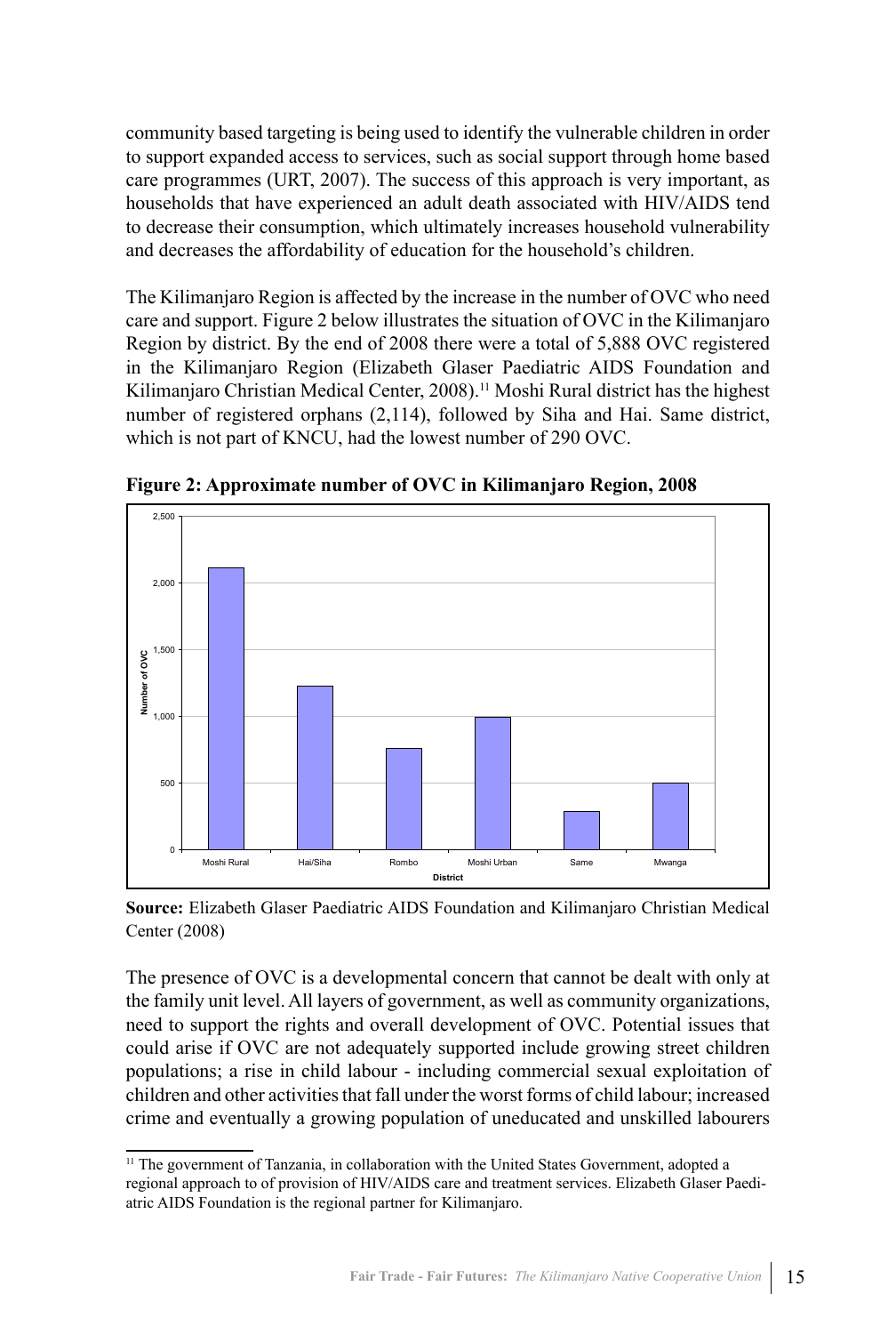community based targeting is being used to identify the vulnerable children in order to support expanded access to services, such as social support through home based care programmes (URT, 2007). The success of this approach is very important, as households that have experienced an adult death associated with HIV/AIDS tend to decrease their consumption, which ultimately increases household vulnerability and decreases the affordability of education for the household's children.

The Kilimanjaro Region is affected by the increase in the number of OVC who need care and support. Figure 2 below illustrates the situation of OVC in the Kilimanjaro Region by district. By the end of 2008 there were a total of 5,888 OVC registered in the Kilimanjaro Region (Elizabeth Glaser Paediatric AIDS Foundation and Kilimanjaro Christian Medical Center, 2008).[11] Moshi Rural district has the highest number of registered orphans (2,114), followed by Siha and Hai. Same district, which is not part of KNCU, had the lowest number of 290 OVC.

**Figure 2: Approximate number of OVC in Kilimanjaro Region, 2008**

**Source:** Elizabeth Glaser Paediatric AIDS Foundation and Kilimanjaro Christian Medical Center (2008)

The presence of OVC is a developmental concern that cannot be dealt with only at the family unit level. All layers of government, as well as community organizations, need to support the rights and overall development of OVC. Potential issues that could arise if OVC are not adequately supported include growing street children populations; a rise in child labour - including commercial sexual exploitation of children and other activities that fall under the worst forms of child labour; increased crime and eventually a growing population of uneducated and unskilled labourers

---

[11] The government of Tanzania, in collaboration with the United States Government, adopted a regional approach to of provision of HIV/AIDS care and treatment services. Elizabeth Glaser Paediatric AIDS Foundation is the regional partner for Kilimanjaro.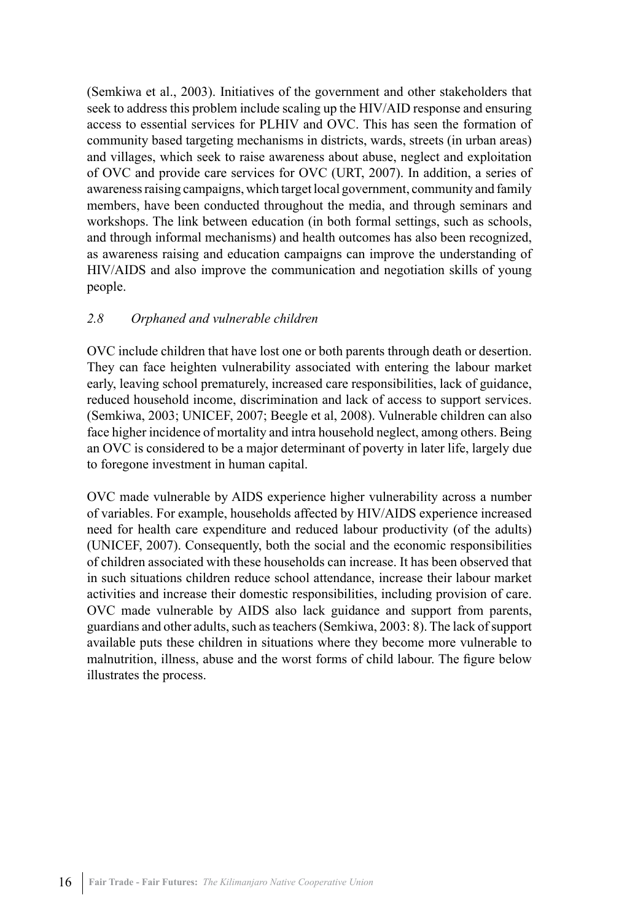(Semkiwa et al., 2003). Initiatives of the government and other stakeholders that seek to address this problem include scaling up the HIV/AID response and ensuring access to essential services for PLHIV and OVC. This has seen the formation of community based targeting mechanisms in districts, wards, streets (in urban areas) and villages, which seek to raise awareness about abuse, neglect and exploitation of OVC and provide care services for OVC (URT, 2007). In addition, a series of awareness raising campaigns, which target local government, community and family members, have been conducted throughout the media, and through seminars and workshops. The link between education (in both formal settings, such as schools, and through informal mechanisms) and health outcomes has also been recognized, as awareness raising and education campaigns can improve the understanding of HIV/AIDS and also improve the communication and negotiation skills of young people.

## *2.8 Orphaned and vulnerable children*

OVC include children that have lost one or both parents through death or desertion. They can face heighten vulnerability associated with entering the labour market early, leaving school prematurely, increased care responsibilities, lack of guidance, reduced household income, discrimination and lack of access to support services. (Semkiwa, 2003; UNICEF, 2007; Beegle et al, 2008). Vulnerable children can also face higher incidence of mortality and intra household neglect, among others. Being an OVC is considered to be a major determinant of poverty in later life, largely due to foregone investment in human capital.

OVC made vulnerable by AIDS experience higher vulnerability across a number of variables. For example, households affected by HIV/AIDS experience increased need for health care expenditure and reduced labour productivity (of the adults) (UNICEF, 2007). Consequently, both the social and the economic responsibilities of children associated with these households can increase. It has been observed that in such situations children reduce school attendance, increase their labour market activities and increase their domestic responsibilities, including provision of care. OVC made vulnerable by AIDS also lack guidance and support from parents, guardians and other adults, such as teachers (Semkiwa, 2003: 8). The lack of support available puts these children in situations where they become more vulnerable to malnutrition, illness, abuse and the worst forms of child labour. The figure below illustrates the process.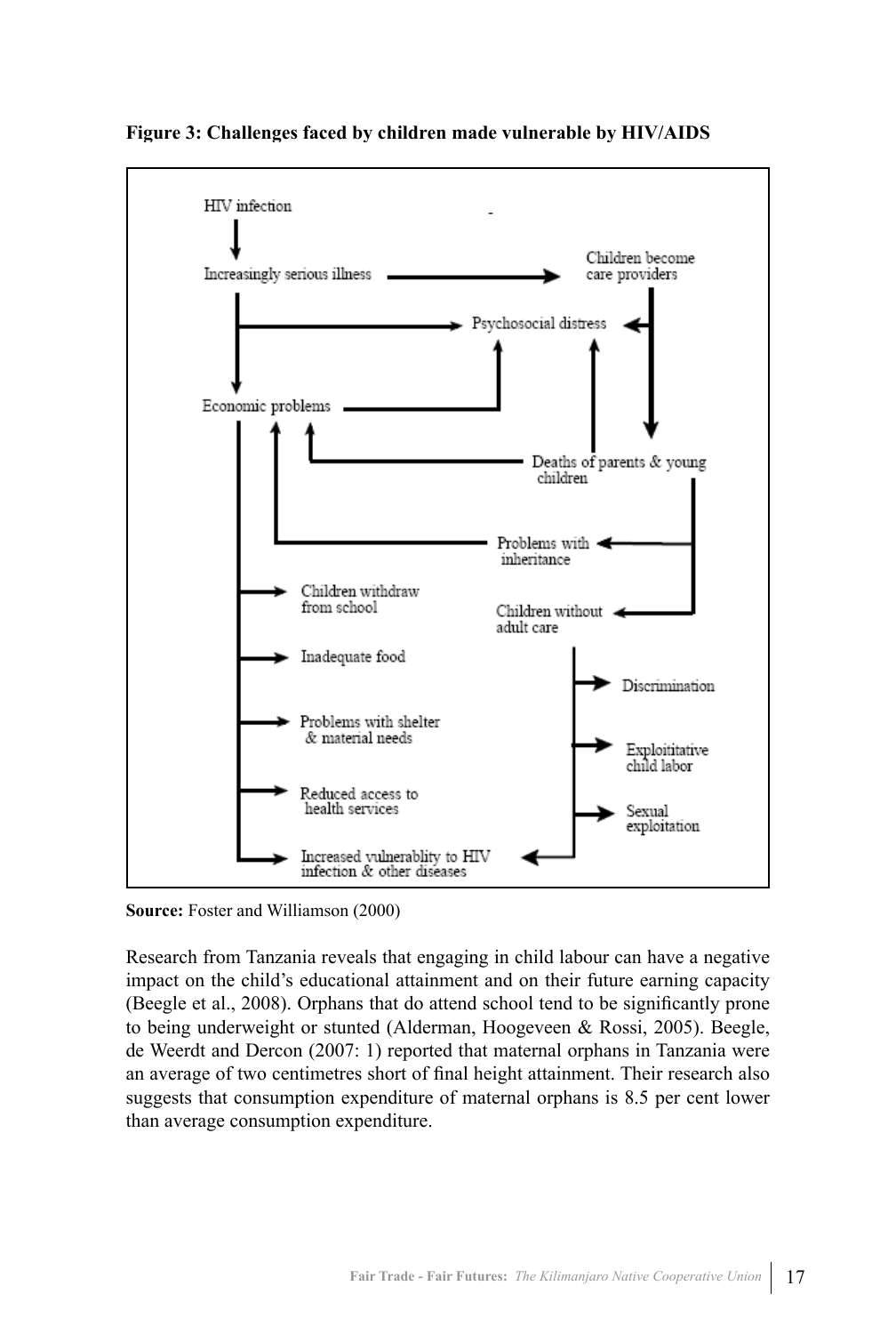**Figure 3: Challenges faced by children made vulnerable by HIV/AIDS**

HIV infection

Increasingly serious illness

Children become care providers

Psychosocial distress

Economic problems

Deaths of parents & young children

Problems with inheritance

Children withdraw from school

Children without adult care

Inadequate food

Discrimination

Problems with shelter & material needs

Exploititative child labor

Reduced access to health services

Sexual exploitation

Increased vulnerablity to HIV infection & other diseases

**Source:** Foster and Williamson (2000)

Research from Tanzania reveals that engaging in child labour can have a negative impact on the child's educational attainment and on their future earning capacity (Beegle et al., 2008). Orphans that do attend school tend to be significantly prone to being underweight or stunted (Alderman, Hoogeveen & Rossi, 2005). Beegle, de Weerdt and Dercon (2007: 1) reported that maternal orphans in Tanzania were an average of two centimetres short of final height attainment. Their research also suggests that consumption expenditure of maternal orphans is 8.5 per cent lower than average consumption expenditure.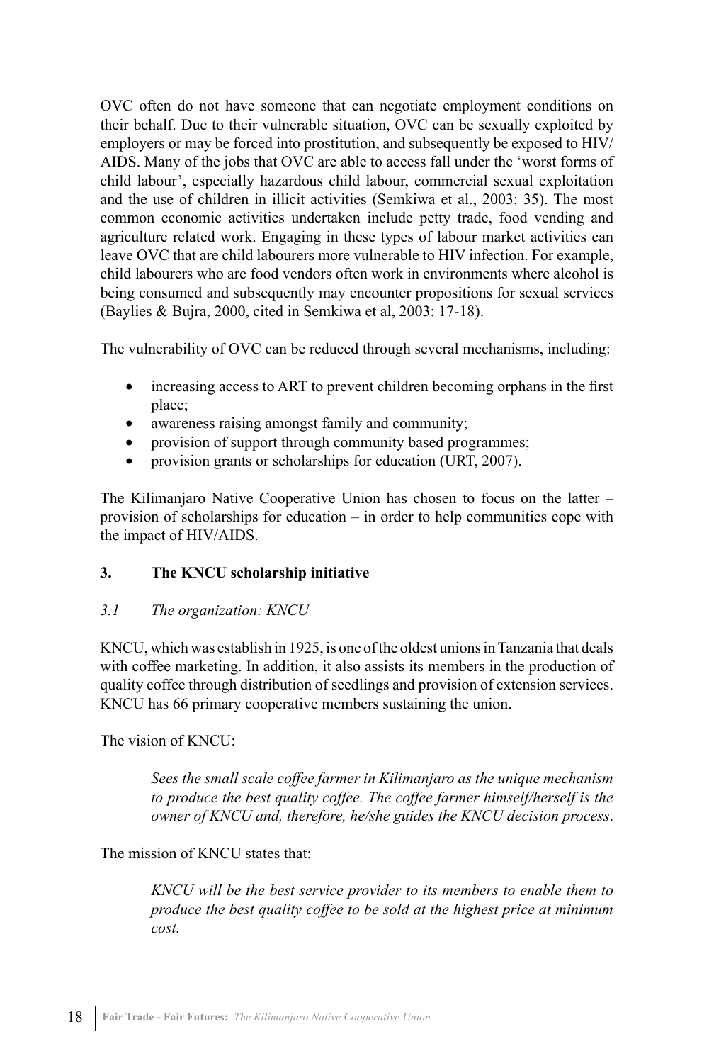OVC often do not have someone that can negotiate employment conditions on their behalf. Due to their vulnerable situation, OVC can be sexually exploited by employers or may be forced into prostitution, and subsequently be exposed to HIV/AIDS. Many of the jobs that OVC are able to access fall under the 'worst forms of child labour', especially hazardous child labour, commercial sexual exploitation and the use of children in illicit activities (Semkiwa et al., 2003: 35). The most common economic activities undertaken include petty trade, food vending and agriculture related work. Engaging in these types of labour market activities can leave OVC that are child labourers more vulnerable to HIV infection. For example, child labourers who are food vendors often work in environments where alcohol is being consumed and subsequently may encounter propositions for sexual services (Baylies & Bujra, 2000, cited in Semkiwa et al, 2003: 17-18).

The vulnerability of OVC can be reduced through several mechanisms, including:

- increasing access to ART to prevent children becoming orphans in the first place;
- awareness raising amongst family and community;
- provision of support through community based programmes;
- provision grants or scholarships for education (URT, 2007).

The Kilimanjaro Native Cooperative Union has chosen to focus on the latter – provision of scholarships for education – in order to help communities cope with the impact of HIV/AIDS.

## 3. The KNCU scholarship initiative

### *3.1 The organization: KNCU*

KNCU, which was establish in 1925, is one of the oldest unions in Tanzania that deals with coffee marketing. In addition, it also assists its members in the production of quality coffee through distribution of seedlings and provision of extension services. KNCU has 66 primary cooperative members sustaining the union.

The vision of KNCU:

> *Sees the small scale coffee farmer in Kilimanjaro as the unique mechanism to produce the best quality coffee. The coffee farmer himself/herself is the owner of KNCU and, therefore, he/she guides the KNCU decision process.*

The mission of KNCU states that:

> *KNCU will be the best service provider to its members to enable them to produce the best quality coffee to be sold at the highest price at minimum cost.*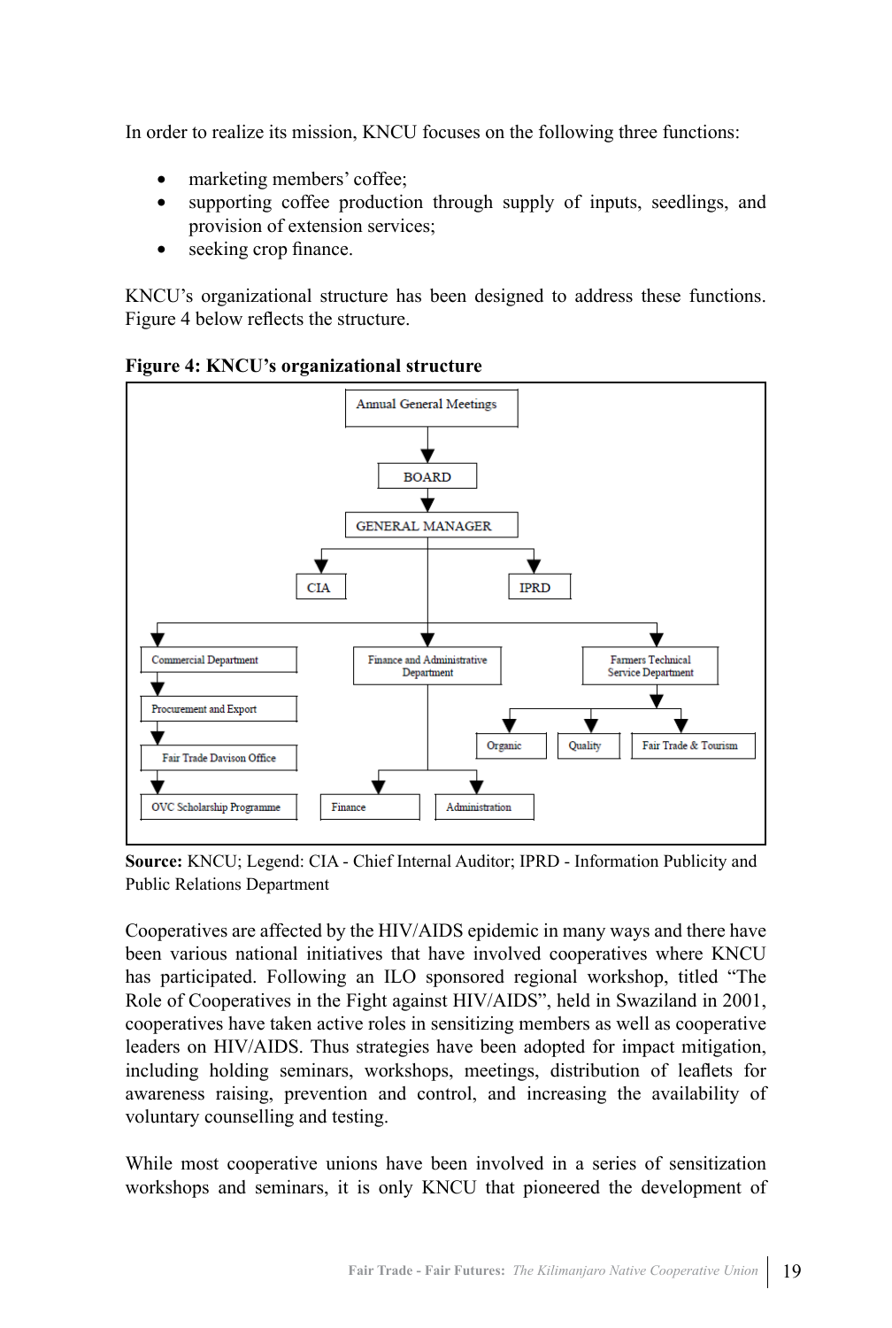In order to realize its mission, KNCU focuses on the following three functions:

- marketing members' coffee;
- supporting coffee production through supply of inputs, seedlings, and provision of extension services;
- seeking crop finance.

KNCU's organizational structure has been designed to address these functions. Figure 4 below reflects the structure.

**Figure 4: KNCU's organizational structure**

- Annual General Meetings
  - BOARD
    - GENERAL MANAGER
      - CIA
      - IPRD
      - Commercial Department
        - Procurement and Export
          - Fair Trade Davison Office
            - OVC Scholarship Programme
      - Finance and Administrative Department
        - Finance
        - Administration
      - Farmers Technical Service Department
        - Organic
        - Quality
        - Fair Trade & Tourism

**Source:** KNCU; Legend: CIA - Chief Internal Auditor; IPRD - Information Publicity and Public Relations Department

Cooperatives are affected by the HIV/AIDS epidemic in many ways and there have been various national initiatives that have involved cooperatives where KNCU has participated. Following an ILO sponsored regional workshop, titled "The Role of Cooperatives in the Fight against HIV/AIDS", held in Swaziland in 2001, cooperatives have taken active roles in sensitizing members as well as cooperative leaders on HIV/AIDS. Thus strategies have been adopted for impact mitigation, including holding seminars, workshops, meetings, distribution of leaflets for awareness raising, prevention and control, and increasing the availability of voluntary counselling and testing.

While most cooperative unions have been involved in a series of sensitization workshops and seminars, it is only KNCU that pioneered the development of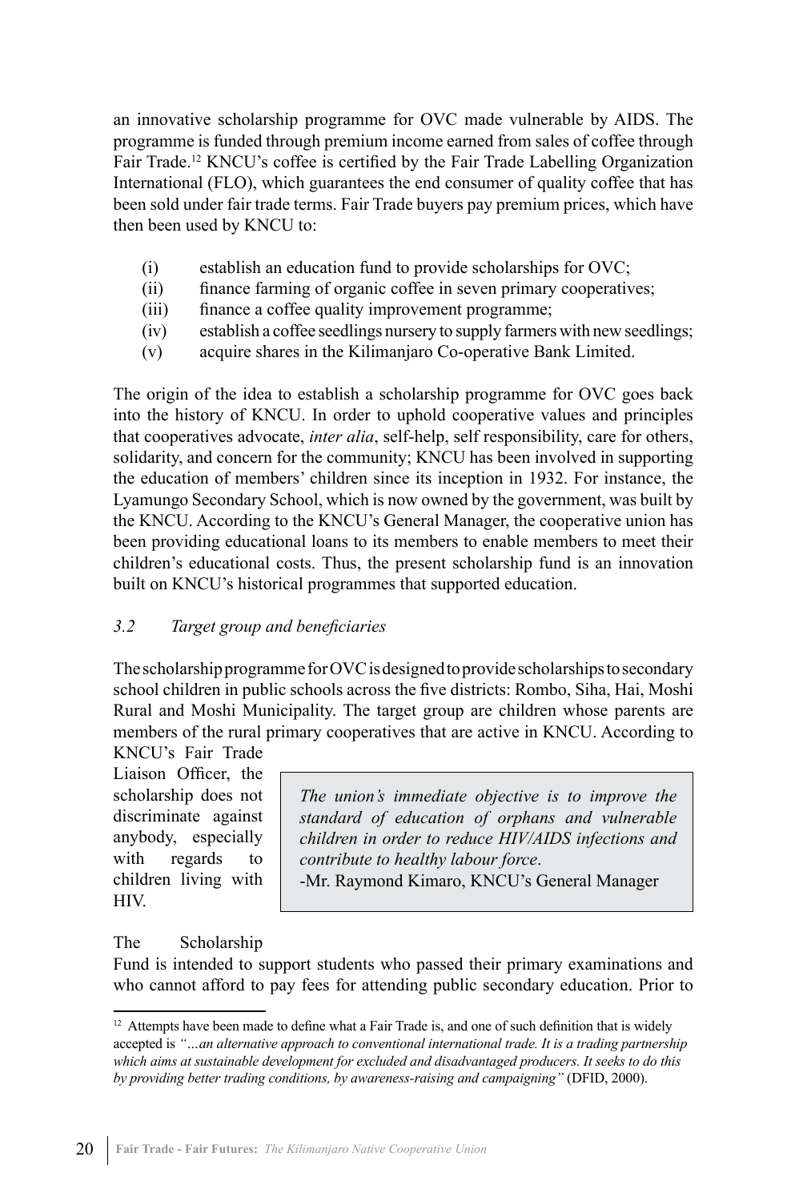an innovative scholarship programme for OVC made vulnerable by AIDS. The programme is funded through premium income earned from sales of coffee through Fair Trade.[12] KNCU's coffee is certified by the Fair Trade Labelling Organization International (FLO), which guarantees the end consumer of quality coffee that has been sold under fair trade terms. Fair Trade buyers pay premium prices, which have then been used by KNCU to:

(i) establish an education fund to provide scholarships for OVC;
(ii) finance farming of organic coffee in seven primary cooperatives;
(iii) finance a coffee quality improvement programme;
(iv) establish a coffee seedlings nursery to supply farmers with new seedlings;
(v) acquire shares in the Kilimanjaro Co-operative Bank Limited.

The origin of the idea to establish a scholarship programme for OVC goes back into the history of KNCU. In order to uphold cooperative values and principles that cooperatives advocate, *inter alia*, self-help, self responsibility, care for others, solidarity, and concern for the community; KNCU has been involved in supporting the education of members' children since its inception in 1932. For instance, the Lyamungo Secondary School, which is now owned by the government, was built by the KNCU. According to the KNCU's General Manager, the cooperative union has been providing educational loans to its members to enable members to meet their children's educational costs. Thus, the present scholarship fund is an innovation built on KNCU's historical programmes that supported education.

### *3.2 Target group and beneficiaries*

The scholarship programme for OVC is designed to provide scholarships to secondary school children in public schools across the five districts: Rombo, Siha, Hai, Moshi Rural and Moshi Municipality. The target group are children whose parents are members of the rural primary cooperatives that are active in KNCU. According to KNCU's Fair Trade Liaison Officer, the scholarship does not discriminate against anybody, especially with regards to children living with HIV.

> *The union's immediate objective is to improve the standard of education of orphans and vulnerable children in order to reduce HIV/AIDS infections and contribute to healthy labour force.*
> -Mr. Raymond Kimaro, KNCU's General Manager

The Scholarship Fund is intended to support students who passed their primary examinations and who cannot afford to pay fees for attending public secondary education. Prior to

---

[12] Attempts have been made to define what a Fair Trade is, and one of such definition that is widely accepted is *"…an alternative approach to conventional international trade. It is a trading partnership which aims at sustainable development for excluded and disadvantaged producers. It seeks to do this by providing better trading conditions, by awareness-raising and campaigning"* (DFID, 2000).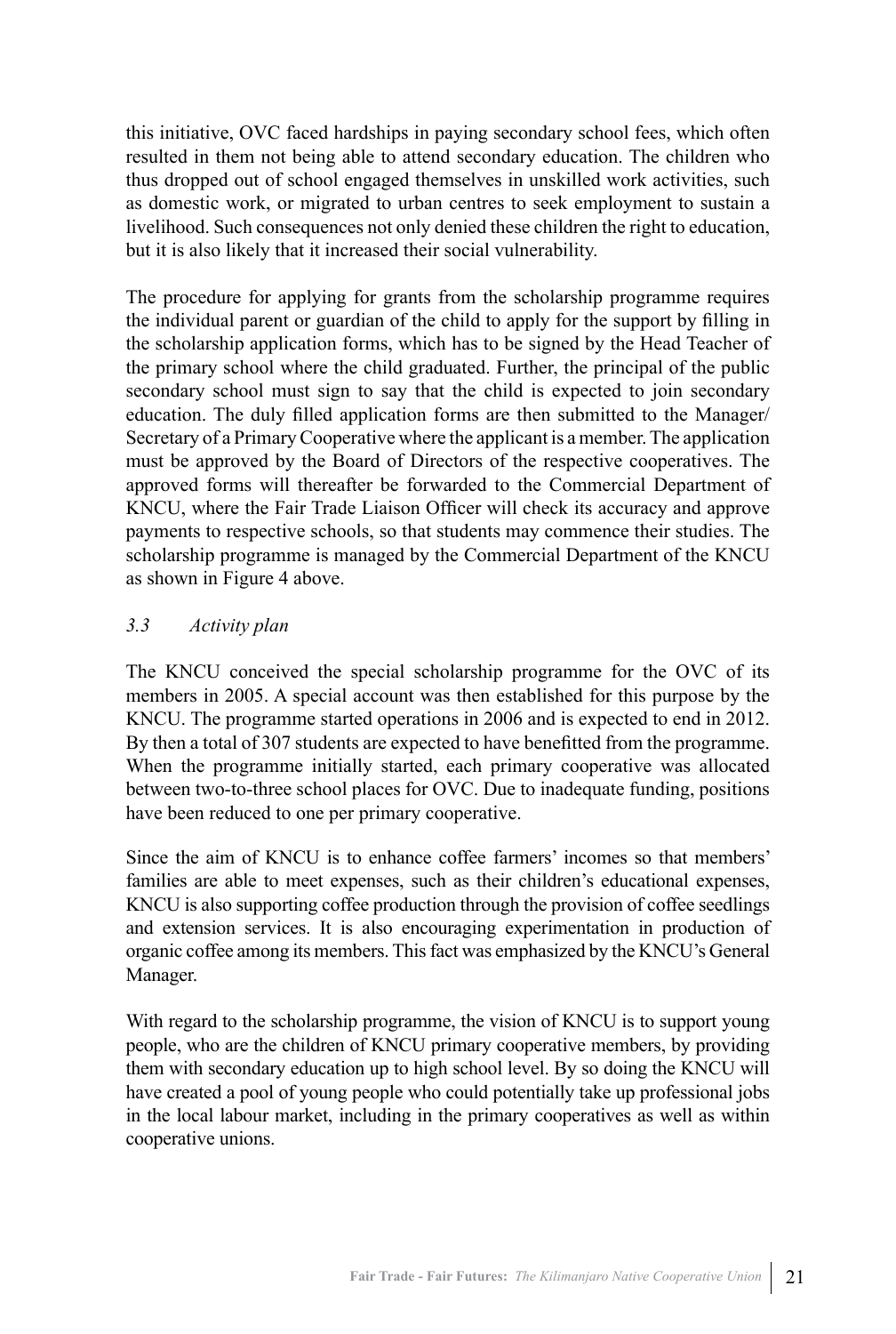this initiative, OVC faced hardships in paying secondary school fees, which often resulted in them not being able to attend secondary education. The children who thus dropped out of school engaged themselves in unskilled work activities, such as domestic work, or migrated to urban centres to seek employment to sustain a livelihood. Such consequences not only denied these children the right to education, but it is also likely that it increased their social vulnerability.

The procedure for applying for grants from the scholarship programme requires the individual parent or guardian of the child to apply for the support by filling in the scholarship application forms, which has to be signed by the Head Teacher of the primary school where the child graduated. Further, the principal of the public secondary school must sign to say that the child is expected to join secondary education. The duly filled application forms are then submitted to the Manager/Secretary of a Primary Cooperative where the applicant is a member. The application must be approved by the Board of Directors of the respective cooperatives. The approved forms will thereafter be forwarded to the Commercial Department of KNCU, where the Fair Trade Liaison Officer will check its accuracy and approve payments to respective schools, so that students may commence their studies. The scholarship programme is managed by the Commercial Department of the KNCU as shown in Figure 4 above.

### *3.3 Activity plan*

The KNCU conceived the special scholarship programme for the OVC of its members in 2005. A special account was then established for this purpose by the KNCU. The programme started operations in 2006 and is expected to end in 2012. By then a total of 307 students are expected to have benefitted from the programme. When the programme initially started, each primary cooperative was allocated between two-to-three school places for OVC. Due to inadequate funding, positions have been reduced to one per primary cooperative.

Since the aim of KNCU is to enhance coffee farmers' incomes so that members' families are able to meet expenses, such as their children's educational expenses, KNCU is also supporting coffee production through the provision of coffee seedlings and extension services. It is also encouraging experimentation in production of organic coffee among its members. This fact was emphasized by the KNCU's General Manager.

With regard to the scholarship programme, the vision of KNCU is to support young people, who are the children of KNCU primary cooperative members, by providing them with secondary education up to high school level. By so doing the KNCU will have created a pool of young people who could potentially take up professional jobs in the local labour market, including in the primary cooperatives as well as within cooperative unions.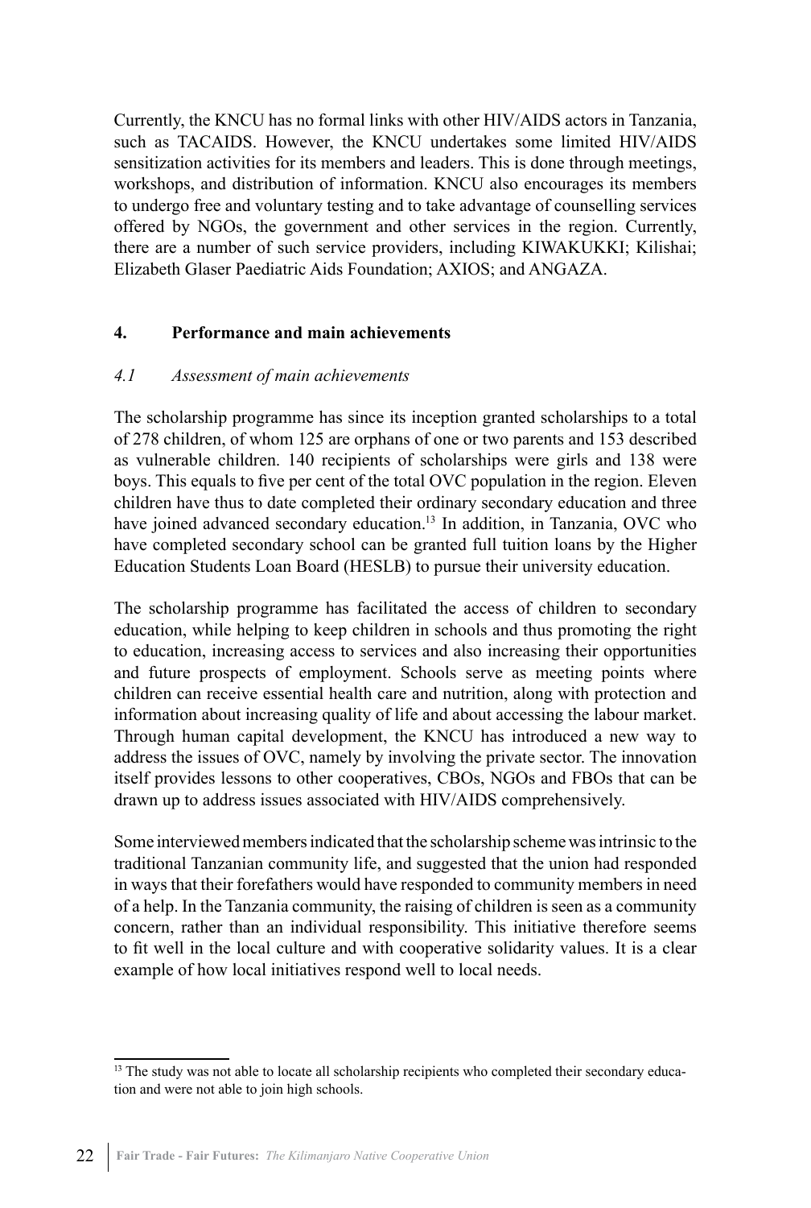Currently, the KNCU has no formal links with other HIV/AIDS actors in Tanzania, such as TACAIDS. However, the KNCU undertakes some limited HIV/AIDS sensitization activities for its members and leaders. This is done through meetings, workshops, and distribution of information. KNCU also encourages its members to undergo free and voluntary testing and to take advantage of counselling services offered by NGOs, the government and other services in the region. Currently, there are a number of such service providers, including KIWAKUKKI; Kilishai; Elizabeth Glaser Paediatric Aids Foundation; AXIOS; and ANGAZA.

## 4. Performance and main achievements

### *4.1 Assessment of main achievements*

The scholarship programme has since its inception granted scholarships to a total of 278 children, of whom 125 are orphans of one or two parents and 153 described as vulnerable children. 140 recipients of scholarships were girls and 138 were boys. This equals to five per cent of the total OVC population in the region. Eleven children have thus to date completed their ordinary secondary education and three have joined advanced secondary education.[13] In addition, in Tanzania, OVC who have completed secondary school can be granted full tuition loans by the Higher Education Students Loan Board (HESLB) to pursue their university education.

The scholarship programme has facilitated the access of children to secondary education, while helping to keep children in schools and thus promoting the right to education, increasing access to services and also increasing their opportunities and future prospects of employment. Schools serve as meeting points where children can receive essential health care and nutrition, along with protection and information about increasing quality of life and about accessing the labour market. Through human capital development, the KNCU has introduced a new way to address the issues of OVC, namely by involving the private sector. The innovation itself provides lessons to other cooperatives, CBOs, NGOs and FBOs that can be drawn up to address issues associated with HIV/AIDS comprehensively.

Some interviewed members indicated that the scholarship scheme was intrinsic to the traditional Tanzanian community life, and suggested that the union had responded in ways that their forefathers would have responded to community members in need of a help. In the Tanzania community, the raising of children is seen as a community concern, rather than an individual responsibility. This initiative therefore seems to fit well in the local culture and with cooperative solidarity values. It is a clear example of how local initiatives respond well to local needs.

---

[13] The study was not able to locate all scholarship recipients who completed their secondary education and were not able to join high schools.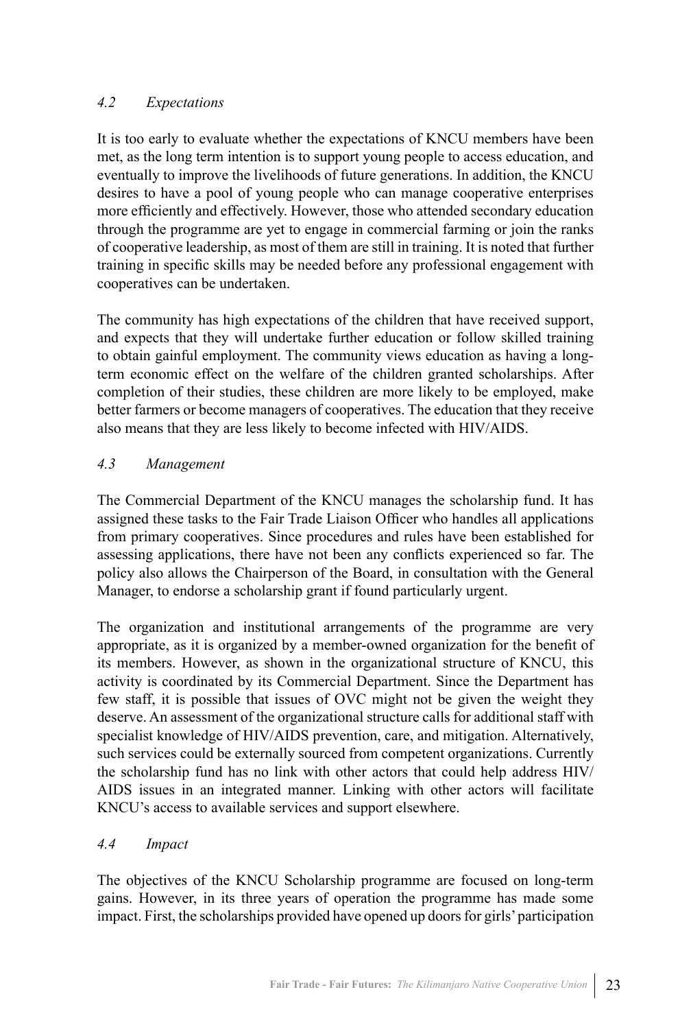### *4.2 Expectations*

It is too early to evaluate whether the expectations of KNCU members have been met, as the long term intention is to support young people to access education, and eventually to improve the livelihoods of future generations. In addition, the KNCU desires to have a pool of young people who can manage cooperative enterprises more efficiently and effectively. However, those who attended secondary education through the programme are yet to engage in commercial farming or join the ranks of cooperative leadership, as most of them are still in training. It is noted that further training in specific skills may be needed before any professional engagement with cooperatives can be undertaken.

The community has high expectations of the children that have received support, and expects that they will undertake further education or follow skilled training to obtain gainful employment. The community views education as having a long-term economic effect on the welfare of the children granted scholarships. After completion of their studies, these children are more likely to be employed, make better farmers or become managers of cooperatives. The education that they receive also means that they are less likely to become infected with HIV/AIDS.

### *4.3 Management*

The Commercial Department of the KNCU manages the scholarship fund. It has assigned these tasks to the Fair Trade Liaison Officer who handles all applications from primary cooperatives. Since procedures and rules have been established for assessing applications, there have not been any conflicts experienced so far. The policy also allows the Chairperson of the Board, in consultation with the General Manager, to endorse a scholarship grant if found particularly urgent.

The organization and institutional arrangements of the programme are very appropriate, as it is organized by a member-owned organization for the benefit of its members. However, as shown in the organizational structure of KNCU, this activity is coordinated by its Commercial Department. Since the Department has few staff, it is possible that issues of OVC might not be given the weight they deserve. An assessment of the organizational structure calls for additional staff with specialist knowledge of HIV/AIDS prevention, care, and mitigation. Alternatively, such services could be externally sourced from competent organizations. Currently the scholarship fund has no link with other actors that could help address HIV/AIDS issues in an integrated manner. Linking with other actors will facilitate KNCU's access to available services and support elsewhere.

### *4.4 Impact*

The objectives of the KNCU Scholarship programme are focused on long-term gains. However, in its three years of operation the programme has made some impact. First, the scholarships provided have opened up doors for girls' participation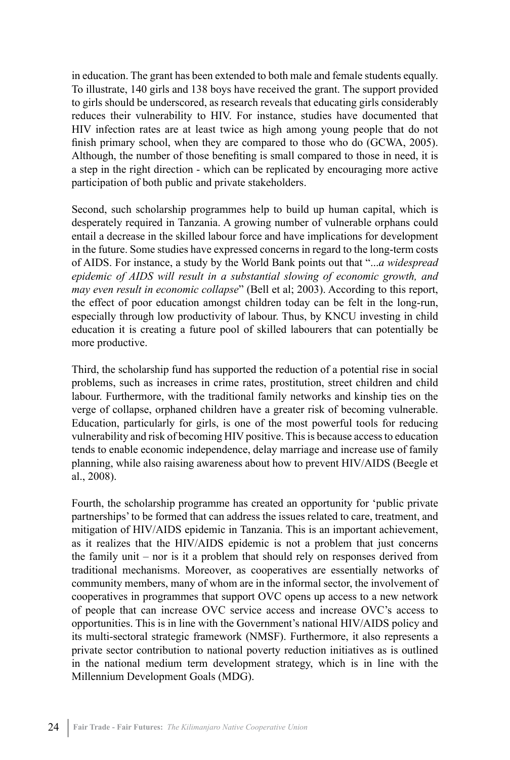in education. The grant has been extended to both male and female students equally. To illustrate, 140 girls and 138 boys have received the grant. The support provided to girls should be underscored, as research reveals that educating girls considerably reduces their vulnerability to HIV. For instance, studies have documented that HIV infection rates are at least twice as high among young people that do not finish primary school, when they are compared to those who do (GCWA, 2005). Although, the number of those benefiting is small compared to those in need, it is a step in the right direction - which can be replicated by encouraging more active participation of both public and private stakeholders.

Second, such scholarship programmes help to build up human capital, which is desperately required in Tanzania. A growing number of vulnerable orphans could entail a decrease in the skilled labour force and have implications for development in the future. Some studies have expressed concerns in regard to the long-term costs of AIDS. For instance, a study by the World Bank points out that "...*a widespread epidemic of AIDS will result in a substantial slowing of economic growth, and may even result in economic collapse*" (Bell et al; 2003). According to this report, the effect of poor education amongst children today can be felt in the long-run, especially through low productivity of labour. Thus, by KNCU investing in child education it is creating a future pool of skilled labourers that can potentially be more productive.

Third, the scholarship fund has supported the reduction of a potential rise in social problems, such as increases in crime rates, prostitution, street children and child labour. Furthermore, with the traditional family networks and kinship ties on the verge of collapse, orphaned children have a greater risk of becoming vulnerable. Education, particularly for girls, is one of the most powerful tools for reducing vulnerability and risk of becoming HIV positive. This is because access to education tends to enable economic independence, delay marriage and increase use of family planning, while also raising awareness about how to prevent HIV/AIDS (Beegle et al., 2008).

Fourth, the scholarship programme has created an opportunity for 'public private partnerships' to be formed that can address the issues related to care, treatment, and mitigation of HIV/AIDS epidemic in Tanzania. This is an important achievement, as it realizes that the HIV/AIDS epidemic is not a problem that just concerns the family unit – nor is it a problem that should rely on responses derived from traditional mechanisms. Moreover, as cooperatives are essentially networks of community members, many of whom are in the informal sector, the involvement of cooperatives in programmes that support OVC opens up access to a new network of people that can increase OVC service access and increase OVC's access to opportunities. This is in line with the Government's national HIV/AIDS policy and its multi-sectoral strategic framework (NMSF). Furthermore, it also represents a private sector contribution to national poverty reduction initiatives as is outlined in the national medium term development strategy, which is in line with the Millennium Development Goals (MDG).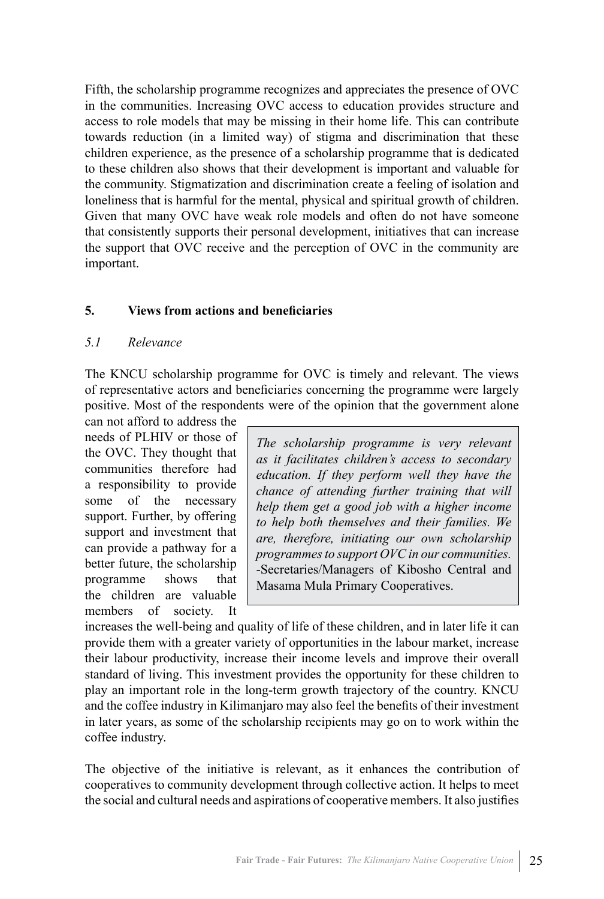Fifth, the scholarship programme recognizes and appreciates the presence of OVC in the communities. Increasing OVC access to education provides structure and access to role models that may be missing in their home life. This can contribute towards reduction (in a limited way) of stigma and discrimination that these children experience, as the presence of a scholarship programme that is dedicated to these children also shows that their development is important and valuable for the community. Stigmatization and discrimination create a feeling of isolation and loneliness that is harmful for the mental, physical and spiritual growth of children. Given that many OVC have weak role models and often do not have someone that consistently supports their personal development, initiatives that can increase the support that OVC receive and the perception of OVC in the community are important.

## 5. Views from actions and beneficiaries

### *5.1 Relevance*

The KNCU scholarship programme for OVC is timely and relevant. The views of representative actors and beneficiaries concerning the programme were largely positive. Most of the respondents were of the opinion that the government alone can not afford to address the needs of PLHIV or those of the OVC. They thought that communities therefore had a responsibility to provide some of the necessary support. Further, by offering support and investment that can provide a pathway for a better future, the scholarship programme shows that the children are valuable members of society. It increases the well-being and quality of life of these children, and in later life it can provide them with a greater variety of opportunities in the labour market, increase their labour productivity, increase their income levels and improve their overall standard of living. This investment provides the opportunity for these children to play an important role in the long-term growth trajectory of the country. KNCU and the coffee industry in Kilimanjaro may also feel the benefits of their investment in later years, as some of the scholarship recipients may go on to work within the coffee industry.

> *The scholarship programme is very relevant as it facilitates children's access to secondary education. If they perform well they have the chance of attending further training that will help them get a good job with a higher income to help both themselves and their families. We are, therefore, initiating our own scholarship programmes to support OVC in our communities.*
> -Secretaries/Managers of Kibosho Central and Masama Mula Primary Cooperatives.

The objective of the initiative is relevant, as it enhances the contribution of cooperatives to community development through collective action. It helps to meet the social and cultural needs and aspirations of cooperative members. It also justifies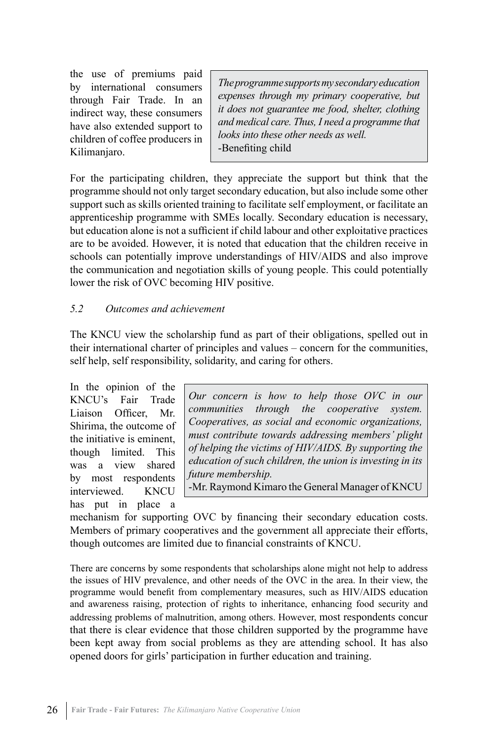the use of premiums paid by international consumers through Fair Trade. In an indirect way, these consumers have also extended support to children of coffee producers in Kilimanjaro.

> *The programme supports my secondary education expenses through my primary cooperative, but it does not guarantee me food, shelter, clothing and medical care. Thus, I need a programme that looks into these other needs as well.*
> -Benefiting child

For the participating children, they appreciate the support but think that the programme should not only target secondary education, but also include some other support such as skills oriented training to facilitate self employment, or facilitate an apprenticeship programme with SMEs locally. Secondary education is necessary, but education alone is not a sufficient if child labour and other exploitative practices are to be avoided. However, it is noted that education that the children receive in schools can potentially improve understandings of HIV/AIDS and also improve the communication and negotiation skills of young people. This could potentially lower the risk of OVC becoming HIV positive.

### *5.2 Outcomes and achievement*

The KNCU view the scholarship fund as part of their obligations, spelled out in their international charter of principles and values – concern for the communities, self help, self responsibility, solidarity, and caring for others.

> *Our concern is how to help those OVC in our communities through the cooperative system. Cooperatives, as social and economic organizations, must contribute towards addressing members' plight of helping the victims of HIV/AIDS. By supporting the education of such children, the union is investing in its future membership.*
> -Mr. Raymond Kimaro the General Manager of KNCU

In the opinion of the KNCU's Fair Trade Liaison Officer, Mr. Shirima, the outcome of the initiative is eminent, though limited. This was a view shared by most respondents interviewed. KNCU has put in place a mechanism for supporting OVC by financing their secondary education costs. Members of primary cooperatives and the government all appreciate their efforts, though outcomes are limited due to financial constraints of KNCU.

There are concerns by some respondents that scholarships alone might not help to address the issues of HIV prevalence, and other needs of the OVC in the area. In their view, the programme would benefit from complementary measures, such as HIV/AIDS education and awareness raising, protection of rights to inheritance, enhancing food security and addressing problems of malnutrition, among others. However, most respondents concur that there is clear evidence that those children supported by the programme have been kept away from social problems as they are attending school. It has also opened doors for girls' participation in further education and training.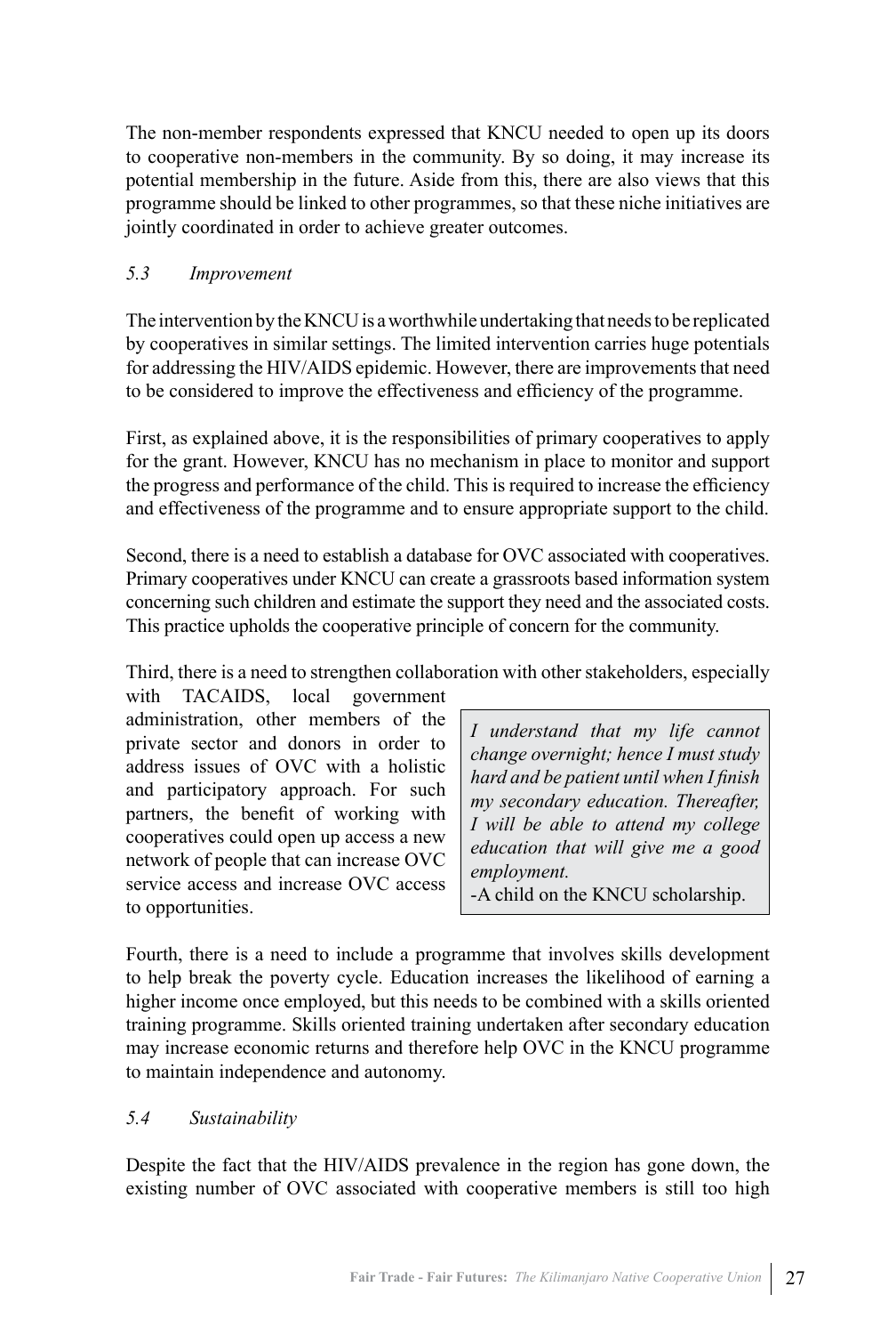The non-member respondents expressed that KNCU needed to open up its doors to cooperative non-members in the community. By so doing, it may increase its potential membership in the future. Aside from this, there are also views that this programme should be linked to other programmes, so that these niche initiatives are jointly coordinated in order to achieve greater outcomes.

### *5.3 Improvement*

The intervention by the KNCU is a worthwhile undertaking that needs to be replicated by cooperatives in similar settings. The limited intervention carries huge potentials for addressing the HIV/AIDS epidemic. However, there are improvements that need to be considered to improve the effectiveness and efficiency of the programme.

First, as explained above, it is the responsibilities of primary cooperatives to apply for the grant. However, KNCU has no mechanism in place to monitor and support the progress and performance of the child. This is required to increase the efficiency and effectiveness of the programme and to ensure appropriate support to the child.

Second, there is a need to establish a database for OVC associated with cooperatives. Primary cooperatives under KNCU can create a grassroots based information system concerning such children and estimate the support they need and the associated costs. This practice upholds the cooperative principle of concern for the community.

Third, there is a need to strengthen collaboration with other stakeholders, especially with TACAIDS, local government administration, other members of the private sector and donors in order to address issues of OVC with a holistic and participatory approach. For such partners, the benefit of working with cooperatives could open up access a new network of people that can increase OVC service access and increase OVC access to opportunities.

> *I understand that my life cannot change overnight; hence I must study hard and be patient until when I finish my secondary education. Thereafter, I will be able to attend my college education that will give me a good employment.*
> -A child on the KNCU scholarship.

Fourth, there is a need to include a programme that involves skills development to help break the poverty cycle. Education increases the likelihood of earning a higher income once employed, but this needs to be combined with a skills oriented training programme. Skills oriented training undertaken after secondary education may increase economic returns and therefore help OVC in the KNCU programme to maintain independence and autonomy.

### *5.4 Sustainability*

Despite the fact that the HIV/AIDS prevalence in the region has gone down, the existing number of OVC associated with cooperative members is still too high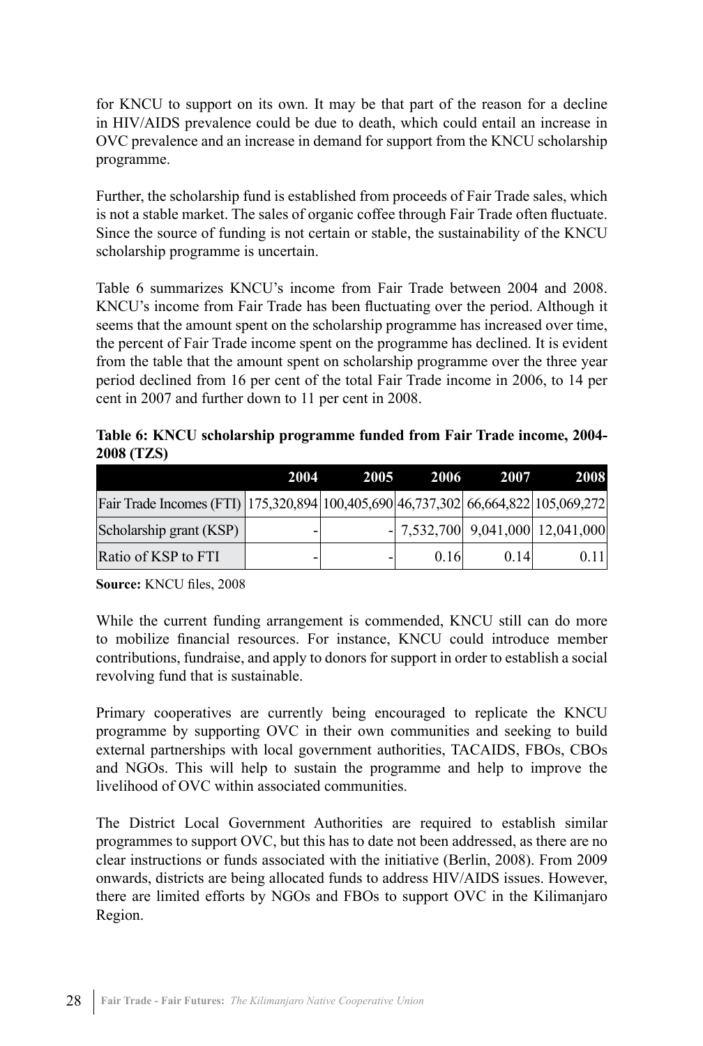for KNCU to support on its own. It may be that part of the reason for a decline in HIV/AIDS prevalence could be due to death, which could entail an increase in OVC prevalence and an increase in demand for support from the KNCU scholarship programme.

Further, the scholarship fund is established from proceeds of Fair Trade sales, which is not a stable market. The sales of organic coffee through Fair Trade often fluctuate. Since the source of funding is not certain or stable, the sustainability of the KNCU scholarship programme is uncertain.

Table 6 summarizes KNCU's income from Fair Trade between 2004 and 2008. KNCU's income from Fair Trade has been fluctuating over the period. Although it seems that the amount spent on the scholarship programme has increased over time, the percent of Fair Trade income spent on the programme has declined. It is evident from the table that the amount spent on scholarship programme over the three year period declined from 16 per cent of the total Fair Trade income in 2006, to 14 per cent in 2007 and further down to 11 per cent in 2008.

**Table 6: KNCU scholarship programme funded from Fair Trade income, 2004-2008 (TZS)**

| | 2004 | 2005 | 2006 | 2007 | 2008 |
|---|---|---|---|---|---|
| Fair Trade Incomes (FTI) | 175,320,894 | 100,405,690 | 46,737,302 | 66,664,822 | 105,069,272 |
| Scholarship grant (KSP) | - | - | 7,532,700 | 9,041,000 | 12,041,000 |
| Ratio of KSP to FTI | - | - | 0.16 | 0.14 | 0.11 |

**Source:** KNCU files, 2008

While the current funding arrangement is commended, KNCU still can do more to mobilize financial resources. For instance, KNCU could introduce member contributions, fundraise, and apply to donors for support in order to establish a social revolving fund that is sustainable.

Primary cooperatives are currently being encouraged to replicate the KNCU programme by supporting OVC in their own communities and seeking to build external partnerships with local government authorities, TACAIDS, FBOs, CBOs and NGOs. This will help to sustain the programme and help to improve the livelihood of OVC within associated communities.

The District Local Government Authorities are required to establish similar programmes to support OVC, but this has to date not been addressed, as there are no clear instructions or funds associated with the initiative (Berlin, 2008). From 2009 onwards, districts are being allocated funds to address HIV/AIDS issues. However, there are limited efforts by NGOs and FBOs to support OVC in the Kilimanjaro Region.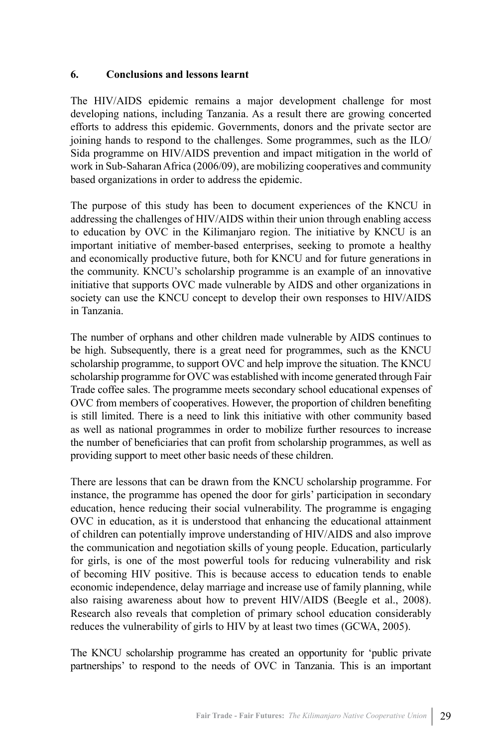## 6. Conclusions and lessons learnt

The HIV/AIDS epidemic remains a major development challenge for most developing nations, including Tanzania. As a result there are growing concerted efforts to address this epidemic. Governments, donors and the private sector are joining hands to respond to the challenges. Some programmes, such as the ILO/Sida programme on HIV/AIDS prevention and impact mitigation in the world of work in Sub-Saharan Africa (2006/09), are mobilizing cooperatives and community based organizations in order to address the epidemic.

The purpose of this study has been to document experiences of the KNCU in addressing the challenges of HIV/AIDS within their union through enabling access to education by OVC in the Kilimanjaro region. The initiative by KNCU is an important initiative of member-based enterprises, seeking to promote a healthy and economically productive future, both for KNCU and for future generations in the community. KNCU's scholarship programme is an example of an innovative initiative that supports OVC made vulnerable by AIDS and other organizations in society can use the KNCU concept to develop their own responses to HIV/AIDS in Tanzania.

The number of orphans and other children made vulnerable by AIDS continues to be high. Subsequently, there is a great need for programmes, such as the KNCU scholarship programme, to support OVC and help improve the situation. The KNCU scholarship programme for OVC was established with income generated through Fair Trade coffee sales. The programme meets secondary school educational expenses of OVC from members of cooperatives. However, the proportion of children benefiting is still limited. There is a need to link this initiative with other community based as well as national programmes in order to mobilize further resources to increase the number of beneficiaries that can profit from scholarship programmes, as well as providing support to meet other basic needs of these children.

There are lessons that can be drawn from the KNCU scholarship programme. For instance, the programme has opened the door for girls' participation in secondary education, hence reducing their social vulnerability. The programme is engaging OVC in education, as it is understood that enhancing the educational attainment of children can potentially improve understanding of HIV/AIDS and also improve the communication and negotiation skills of young people. Education, particularly for girls, is one of the most powerful tools for reducing vulnerability and risk of becoming HIV positive. This is because access to education tends to enable economic independence, delay marriage and increase use of family planning, while also raising awareness about how to prevent HIV/AIDS (Beegle et al., 2008). Research also reveals that completion of primary school education considerably reduces the vulnerability of girls to HIV by at least two times (GCWA, 2005).

The KNCU scholarship programme has created an opportunity for 'public private partnerships' to respond to the needs of OVC in Tanzania. This is an important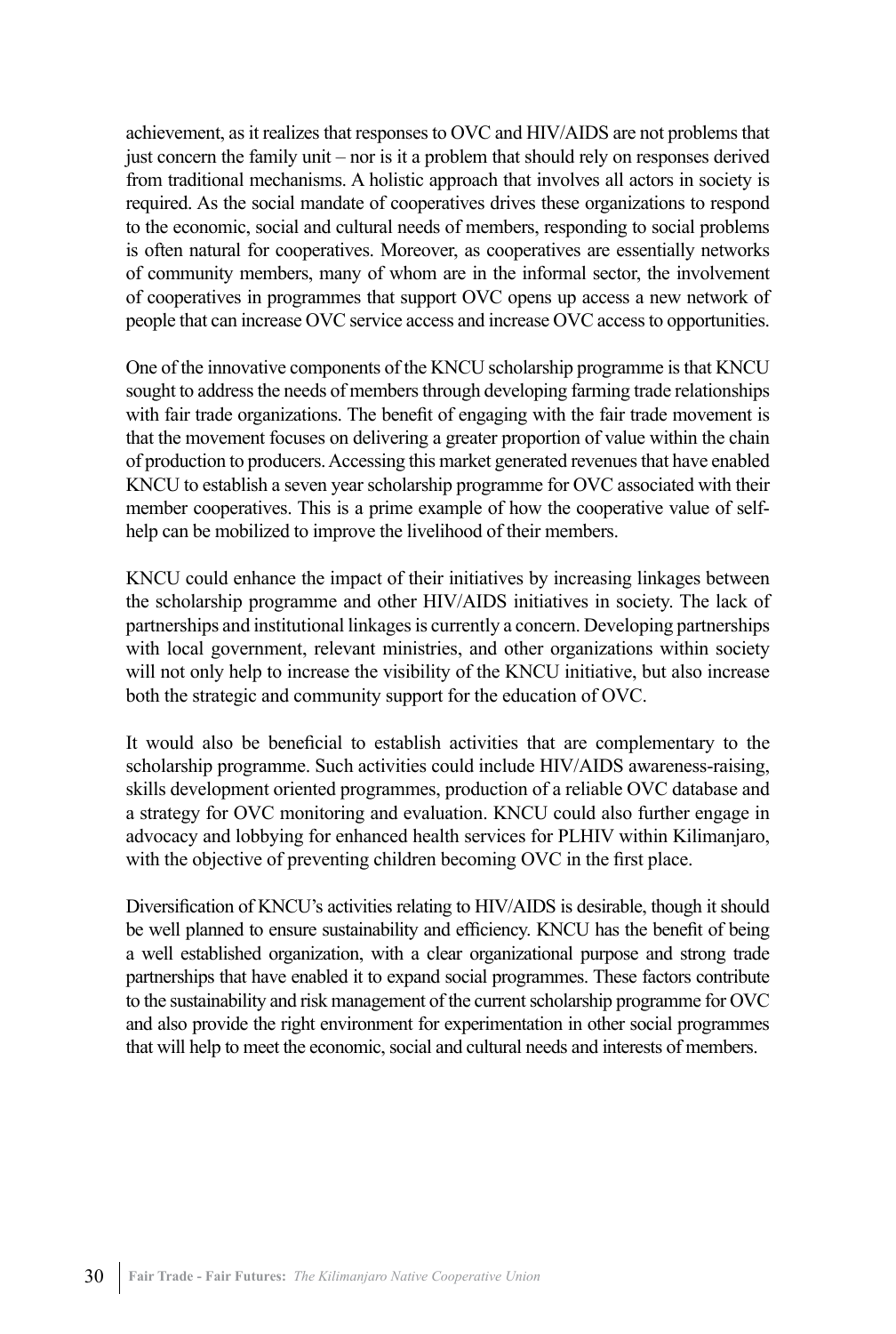achievement, as it realizes that responses to OVC and HIV/AIDS are not problems that just concern the family unit – nor is it a problem that should rely on responses derived from traditional mechanisms. A holistic approach that involves all actors in society is required. As the social mandate of cooperatives drives these organizations to respond to the economic, social and cultural needs of members, responding to social problems is often natural for cooperatives. Moreover, as cooperatives are essentially networks of community members, many of whom are in the informal sector, the involvement of cooperatives in programmes that support OVC opens up access a new network of people that can increase OVC service access and increase OVC access to opportunities.

One of the innovative components of the KNCU scholarship programme is that KNCU sought to address the needs of members through developing farming trade relationships with fair trade organizations. The benefit of engaging with the fair trade movement is that the movement focuses on delivering a greater proportion of value within the chain of production to producers. Accessing this market generated revenues that have enabled KNCU to establish a seven year scholarship programme for OVC associated with their member cooperatives. This is a prime example of how the cooperative value of self-help can be mobilized to improve the livelihood of their members.

KNCU could enhance the impact of their initiatives by increasing linkages between the scholarship programme and other HIV/AIDS initiatives in society. The lack of partnerships and institutional linkages is currently a concern. Developing partnerships with local government, relevant ministries, and other organizations within society will not only help to increase the visibility of the KNCU initiative, but also increase both the strategic and community support for the education of OVC.

It would also be beneficial to establish activities that are complementary to the scholarship programme. Such activities could include HIV/AIDS awareness-raising, skills development oriented programmes, production of a reliable OVC database and a strategy for OVC monitoring and evaluation. KNCU could also further engage in advocacy and lobbying for enhanced health services for PLHIV within Kilimanjaro, with the objective of preventing children becoming OVC in the first place.

Diversification of KNCU's activities relating to HIV/AIDS is desirable, though it should be well planned to ensure sustainability and efficiency. KNCU has the benefit of being a well established organization, with a clear organizational purpose and strong trade partnerships that have enabled it to expand social programmes. These factors contribute to the sustainability and risk management of the current scholarship programme for OVC and also provide the right environment for experimentation in other social programmes that will help to meet the economic, social and cultural needs and interests of members.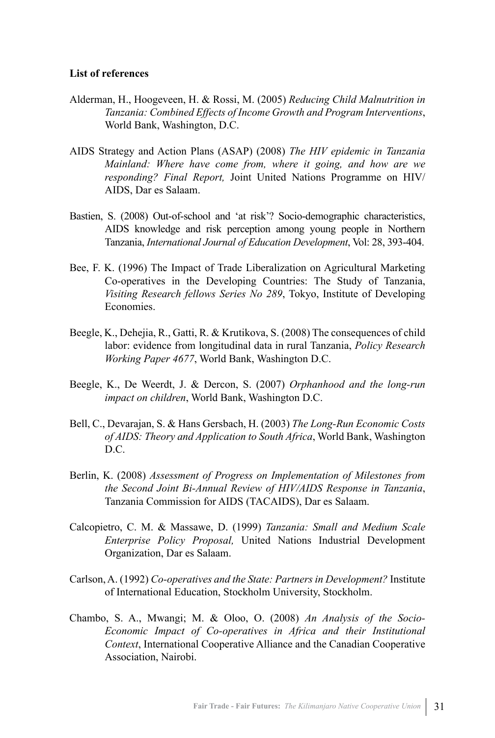**List of references**

Alderman, H., Hoogeveen, H. & Rossi, M. (2005) *Reducing Child Malnutrition in Tanzania: Combined Effects of Income Growth and Program Interventions*, World Bank, Washington, D.C.

AIDS Strategy and Action Plans (ASAP) (2008) *The HIV epidemic in Tanzania Mainland: Where have come from, where it going, and how are we responding? Final Report,* Joint United Nations Programme on HIV/ AIDS, Dar es Salaam.

Bastien, S. (2008) Out-of-school and 'at risk'? Socio-demographic characteristics, AIDS knowledge and risk perception among young people in Northern Tanzania, *International Journal of Education Development*, Vol: 28, 393-404.

Bee, F. K. (1996) The Impact of Trade Liberalization on Agricultural Marketing Co-operatives in the Developing Countries: The Study of Tanzania, *Visiting Research fellows Series No 289*, Tokyo, Institute of Developing Economies.

Beegle, K., Dehejia, R., Gatti, R. & Krutikova, S. (2008) The consequences of child labor: evidence from longitudinal data in rural Tanzania, *Policy Research Working Paper 4677*, World Bank, Washington D.C.

Beegle, K., De Weerdt, J. & Dercon, S. (2007) *Orphanhood and the long-run impact on children*, World Bank, Washington D.C.

Bell, C., Devarajan, S. & Hans Gersbach, H. (2003) *The Long-Run Economic Costs of AIDS: Theory and Application to South Africa*, World Bank, Washington D.C.

Berlin, K. (2008) *Assessment of Progress on Implementation of Milestones from the Second Joint Bi-Annual Review of HIV/AIDS Response in Tanzania*, Tanzania Commission for AIDS (TACAIDS), Dar es Salaam.

Calcopietro, C. M. & Massawe, D. (1999) *Tanzania: Small and Medium Scale Enterprise Policy Proposal,* United Nations Industrial Development Organization, Dar es Salaam.

Carlson, A. (1992) *Co-operatives and the State: Partners in Development?* Institute of International Education, Stockholm University, Stockholm.

Chambo, S. A., Mwangi; M. & Oloo, O. (2008) *An Analysis of the Socio-Economic Impact of Co-operatives in Africa and their Institutional Context*, International Cooperative Alliance and the Canadian Cooperative Association, Nairobi.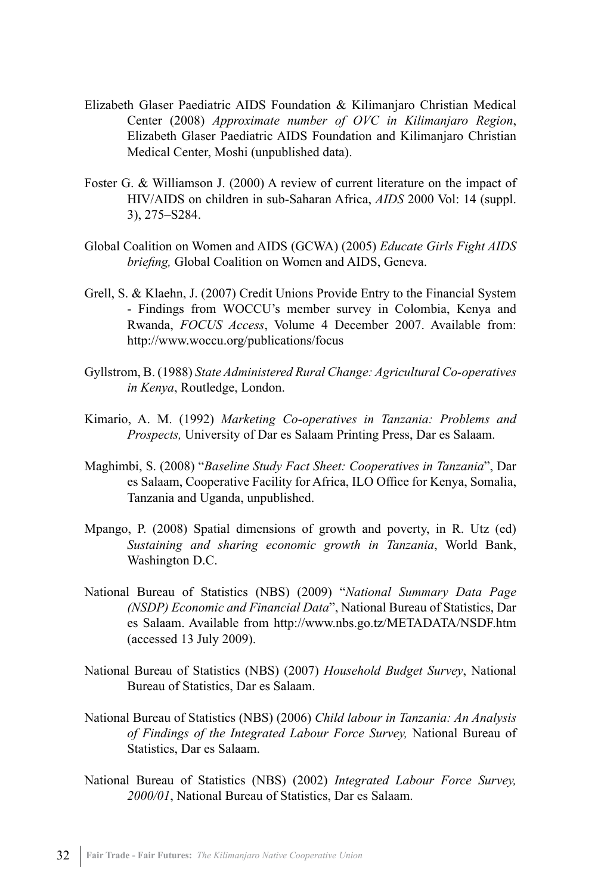Elizabeth Glaser Paediatric AIDS Foundation & Kilimanjaro Christian Medical Center (2008) *Approximate number of OVC in Kilimanjaro Region*, Elizabeth Glaser Paediatric AIDS Foundation and Kilimanjaro Christian Medical Center, Moshi (unpublished data).

Foster G. & Williamson J. (2000) A review of current literature on the impact of HIV/AIDS on children in sub-Saharan Africa, *AIDS* 2000 Vol: 14 (suppl. 3), 275–S284.

Global Coalition on Women and AIDS (GCWA) (2005) *Educate Girls Fight AIDS briefing,* Global Coalition on Women and AIDS, Geneva.

Grell, S. & Klaehn, J. (2007) Credit Unions Provide Entry to the Financial System - Findings from WOCCU's member survey in Colombia, Kenya and Rwanda, *FOCUS Access*, Volume 4 December 2007. Available from: http://www.woccu.org/publications/focus

Gyllstrom, B. (1988) *State Administered Rural Change: Agricultural Co-operatives in Kenya*, Routledge, London.

Kimario, A. M. (1992) *Marketing Co-operatives in Tanzania: Problems and Prospects,* University of Dar es Salaam Printing Press, Dar es Salaam.

Maghimbi, S. (2008) "*Baseline Study Fact Sheet: Cooperatives in Tanzania*", Dar es Salaam, Cooperative Facility for Africa, ILO Office for Kenya, Somalia, Tanzania and Uganda, unpublished.

Mpango, P. (2008) Spatial dimensions of growth and poverty, in R. Utz (ed) *Sustaining and sharing economic growth in Tanzania*, World Bank, Washington D.C.

National Bureau of Statistics (NBS) (2009) "*National Summary Data Page (NSDP) Economic and Financial Data*", National Bureau of Statistics, Dar es Salaam. Available from http://www.nbs.go.tz/METADATA/NSDF.htm (accessed 13 July 2009).

National Bureau of Statistics (NBS) (2007) *Household Budget Survey*, National Bureau of Statistics, Dar es Salaam.

National Bureau of Statistics (NBS) (2006) *Child labour in Tanzania: An Analysis of Findings of the Integrated Labour Force Survey,* National Bureau of Statistics, Dar es Salaam.

National Bureau of Statistics (NBS) (2002) *Integrated Labour Force Survey, 2000/01*, National Bureau of Statistics, Dar es Salaam.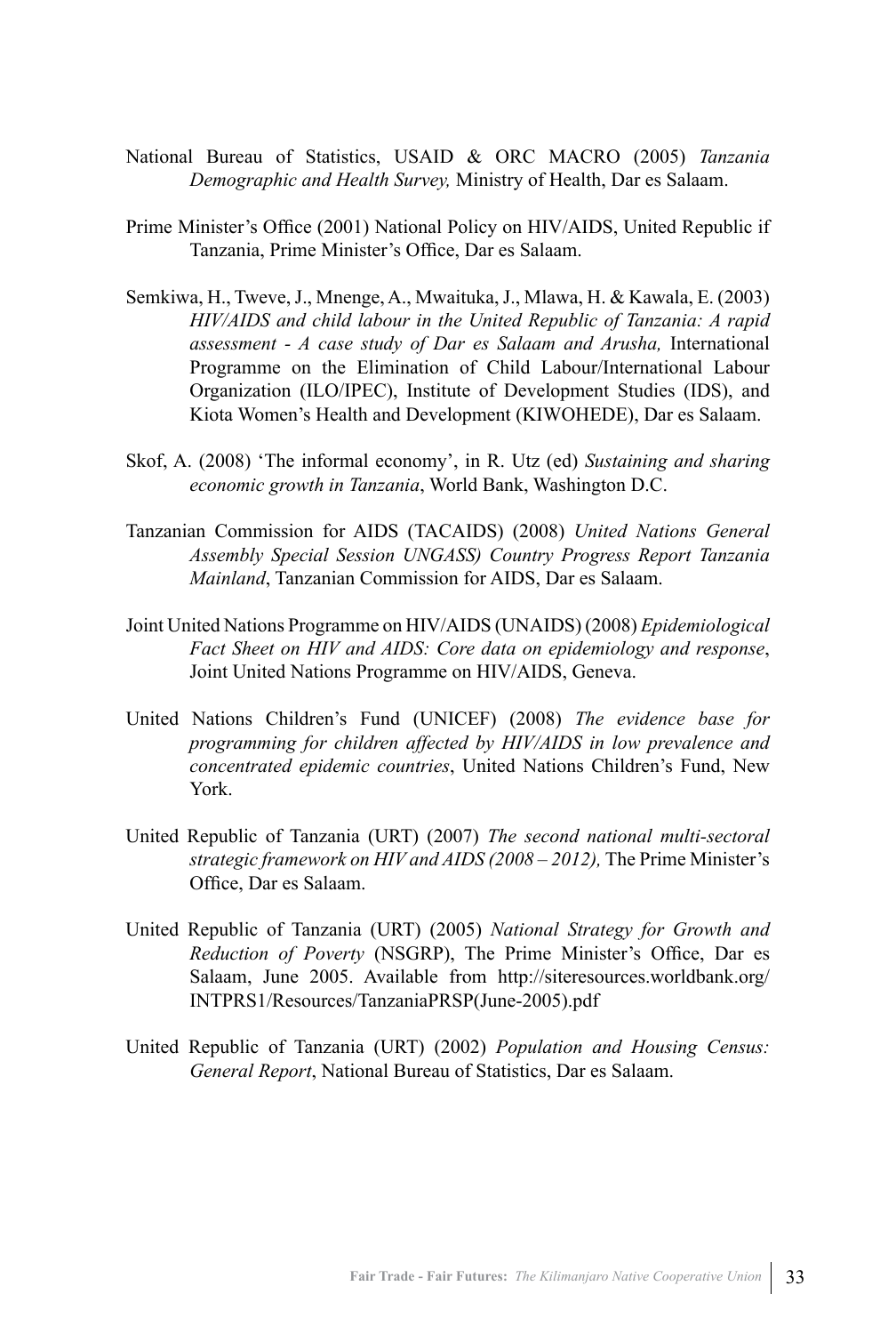National Bureau of Statistics, USAID & ORC MACRO (2005) *Tanzania Demographic and Health Survey,* Ministry of Health, Dar es Salaam.

Prime Minister's Office (2001) National Policy on HIV/AIDS, United Republic if Tanzania, Prime Minister's Office, Dar es Salaam.

Semkiwa, H., Tweve, J., Mnenge, A., Mwaituka, J., Mlawa, H. & Kawala, E. (2003) *HIV/AIDS and child labour in the United Republic of Tanzania: A rapid assessment - A case study of Dar es Salaam and Arusha,* International Programme on the Elimination of Child Labour/International Labour Organization (ILO/IPEC), Institute of Development Studies (IDS), and Kiota Women's Health and Development (KIWOHEDE), Dar es Salaam.

Skof, A. (2008) 'The informal economy', in R. Utz (ed) *Sustaining and sharing economic growth in Tanzania*, World Bank, Washington D.C.

Tanzanian Commission for AIDS (TACAIDS) (2008) *United Nations General Assembly Special Session UNGASS) Country Progress Report Tanzania Mainland*, Tanzanian Commission for AIDS, Dar es Salaam.

Joint United Nations Programme on HIV/AIDS (UNAIDS) (2008) *Epidemiological Fact Sheet on HIV and AIDS: Core data on epidemiology and response*, Joint United Nations Programme on HIV/AIDS, Geneva.

United Nations Children's Fund (UNICEF) (2008) *The evidence base for programming for children affected by HIV/AIDS in low prevalence and concentrated epidemic countries*, United Nations Children's Fund, New York.

United Republic of Tanzania (URT) (2007) *The second national multi-sectoral strategic framework on HIV and AIDS (2008 – 2012),* The Prime Minister's Office, Dar es Salaam.

United Republic of Tanzania (URT) (2005) *National Strategy for Growth and Reduction of Poverty* (NSGRP), The Prime Minister's Office, Dar es Salaam, June 2005. Available from http://siteresources.worldbank.org/INTPRS1/Resources/TanzaniaPRSP(June-2005).pdf

United Republic of Tanzania (URT) (2002) *Population and Housing Census: General Report*, National Bureau of Statistics, Dar es Salaam.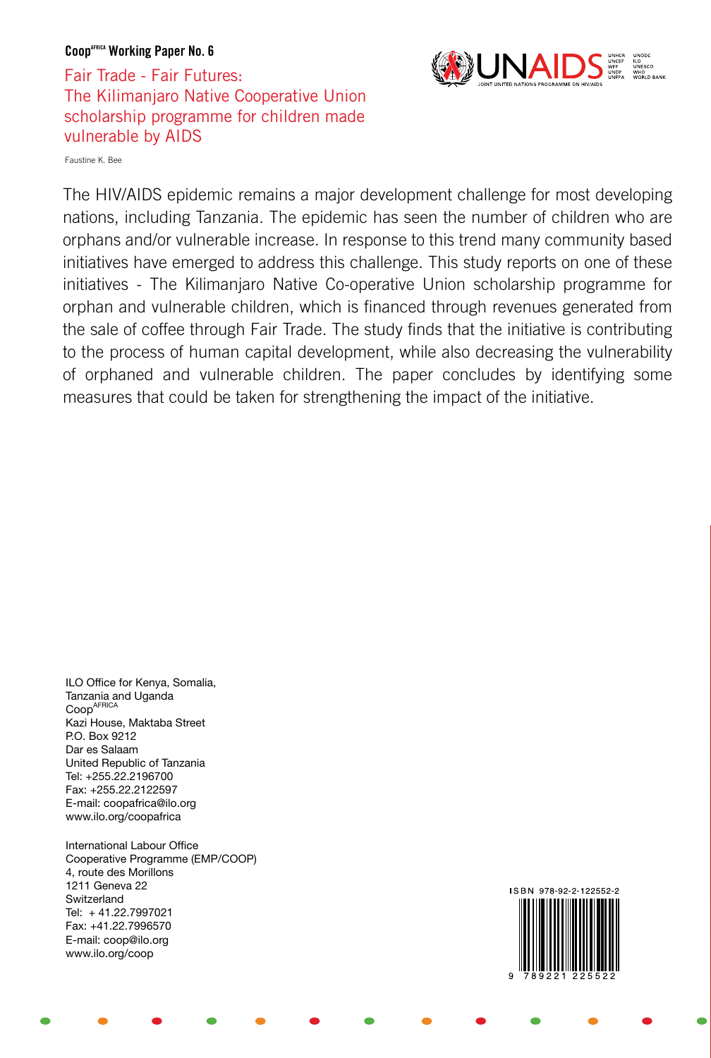**Coop[AFRICA] Working Paper No. 6**

# Fair Trade - Fair Futures: The Kilimanjaro Native Cooperative Union scholarship programme for children made vulnerable by AIDS

Faustine K. Bee

UNAIDS
JOINT UNITED NATIONS PROGRAMME ON HIV/AIDS
UNHCR UNICEF WFP UNDP UNFPA UNODC ILO UNESCO WHO WORLD BANK

The HIV/AIDS epidemic remains a major development challenge for most developing nations, including Tanzania. The epidemic has seen the number of children who are orphans and/or vulnerable increase. In response to this trend many community based initiatives have emerged to address this challenge. This study reports on one of these initiatives - The Kilimanjaro Native Co-operative Union scholarship programme for orphan and vulnerable children, which is financed through revenues generated from the sale of coffee through Fair Trade. The study finds that the initiative is contributing to the process of human capital development, while also decreasing the vulnerability of orphaned and vulnerable children. The paper concludes by identifying some measures that could be taken for strengthening the impact of the initiative.

ILO Office for Kenya, Somalia,
Tanzania and Uganda
Coop[AFRICA]
Kazi House, Maktaba Street
P.O. Box 9212
Dar es Salaam
United Republic of Tanzania
Tel: +255.22.2196700
Fax: +255.22.2122597
E-mail: coopafrica@ilo.org
www.ilo.org/coopafrica

International Labour Office
Cooperative Programme (EMP/COOP)
4, route des Morillons
1211 Geneva 22
Switzerland
Tel: + 41.22.7997021
Fax: +41.22.7996570
E-mail: coop@ilo.org
www.ilo.org/coop

ISBN 978-92-2-122552-2